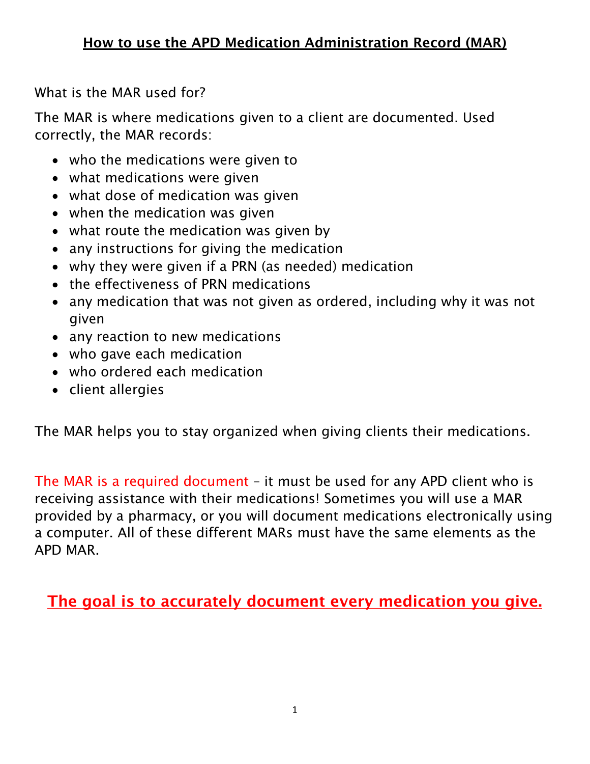# How to use the APD Medication Administration Record (MAR)

What is the MAR used for?

The MAR is where medications given to a client are documented. Used correctly, the MAR records:

- who the medications were given to
- what medications were given
- what dose of medication was given
- when the medication was given
- what route the medication was given by
- any instructions for giving the medication
- why they were given if a PRN (as needed) medication
- the effectiveness of PRN medications
- any medication that was not given as ordered, including why it was not given
- any reaction to new medications
- who gave each medication
- who ordered each medication
- client allergies

The MAR helps you to stay organized when giving clients their medications.

The MAR is a required document – it must be used for any APD client who is receiving assistance with their medications! Sometimes you will use a MAR provided by a pharmacy, or you will document medications electronically using a computer. All of these different MARs must have the same elements as the APD MAR.

## The goal is to accurately document every medication you give.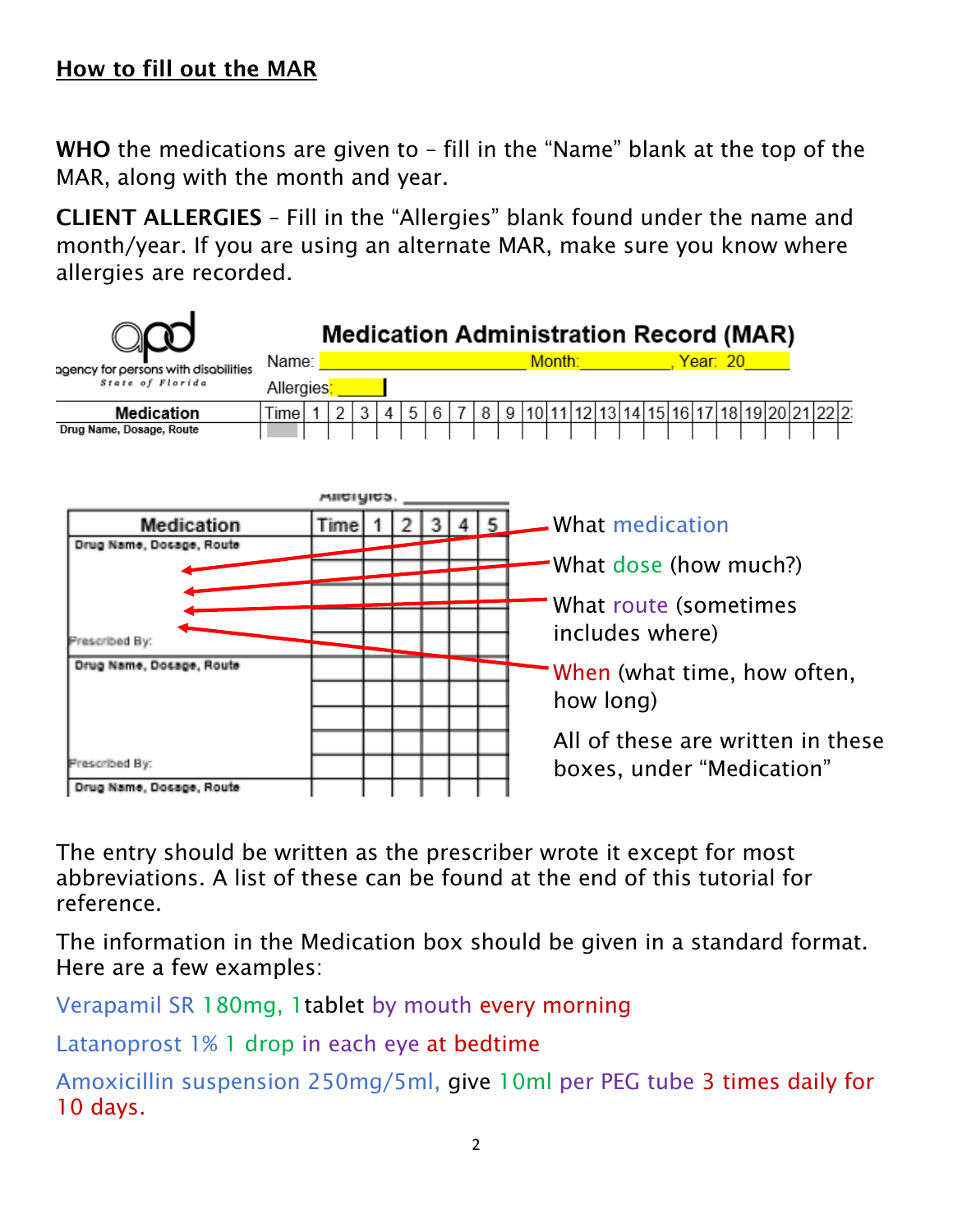## How to fill out the MAR

**WHO** the medications are given to – fill in the "Name" blank at the top of the MAR, along with the month and year.

**CLIENT ALLERGIES** – Fill in the "Allergies" blank found under the name and month/year. If you are using an alternate MAR, make sure you know where allergies are recorded.

**Medication Administration Record (MAR)**

agency for persons with disabilities
State of Florida

Name: ____________________ Month: __________, Year: 20_____

Allergies: _____

| Medication<br>Drug Name, Dosage, Route | Time | 1 | 2 | 3 | 4 | 5 | 6 | 7 | 8 | 9 | 10 | 11 | 12 | 13 | 14 | 15 | 16 | 17 | 18 | 19 | 20 | 21 | 22 | 2: |
|---|---|---|---|---|---|---|---|---|---|---|---|---|---|---|---|---|---|---|---|---|---|---|---|---|
| | | | | | | | | | | | | | | | | | | | | | | | | |

| Medication | Time | 1 | 2 | 3 | 4 | 5 |
|---|---|---|---|---|---|---|
| Drug Name, Dosage, Route<br><br>Prescribed By: | | | | | | |
| Drug Name, Dosage, Route<br><br>Prescribed By: | | | | | | |
| Drug Name, Dosage, Route | | | | | | |

- What medication
- What dose (how much?)
- What route (sometimes includes where)
- When (what time, how often, how long)

All of these are written in these boxes, under "Medication"

The entry should be written as the prescriber wrote it except for most abbreviations. A list of these can be found at the end of this tutorial for reference.

The information in the Medication box should be given in a standard format. Here are a few examples:

Verapamil SR 180mg, 1tablet by mouth every morning

Latanoprost 1% 1 drop in each eye at bedtime

Amoxicillin suspension 250mg/5ml, give 10ml per PEG tube 3 times daily for 10 days.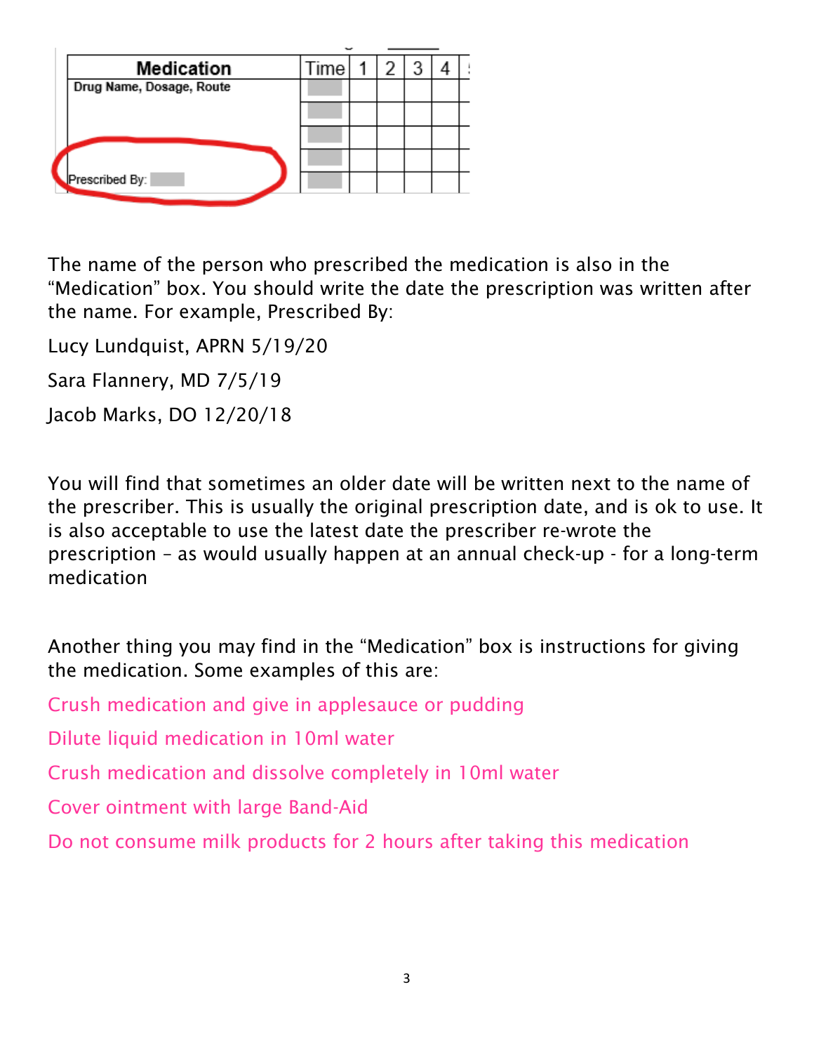| Medication | Time | 1 | 2 | 3 | 4 |
|---|---|---|---|---|---|
| Drug Name, Dosage, Route | | | | | |
| | | | | | |
| | | | | | |
| | | | | | |
| Prescribed By: | | | | | |

The name of the person who prescribed the medication is also in the "Medication" box. You should write the date the prescription was written after the name. For example, Prescribed By:

Lucy Lundquist, APRN 5/19/20

Sara Flannery, MD 7/5/19

Jacob Marks, DO 12/20/18

You will find that sometimes an older date will be written next to the name of the prescriber. This is usually the original prescription date, and is ok to use. It is also acceptable to use the latest date the prescriber re-wrote the prescription – as would usually happen at an annual check-up - for a long-term medication

Another thing you may find in the "Medication" box is instructions for giving the medication. Some examples of this are:

Crush medication and give in applesauce or pudding

Dilute liquid medication in 10ml water

Crush medication and dissolve completely in 10ml water

Cover ointment with large Band-Aid

Do not consume milk products for 2 hours after taking this medication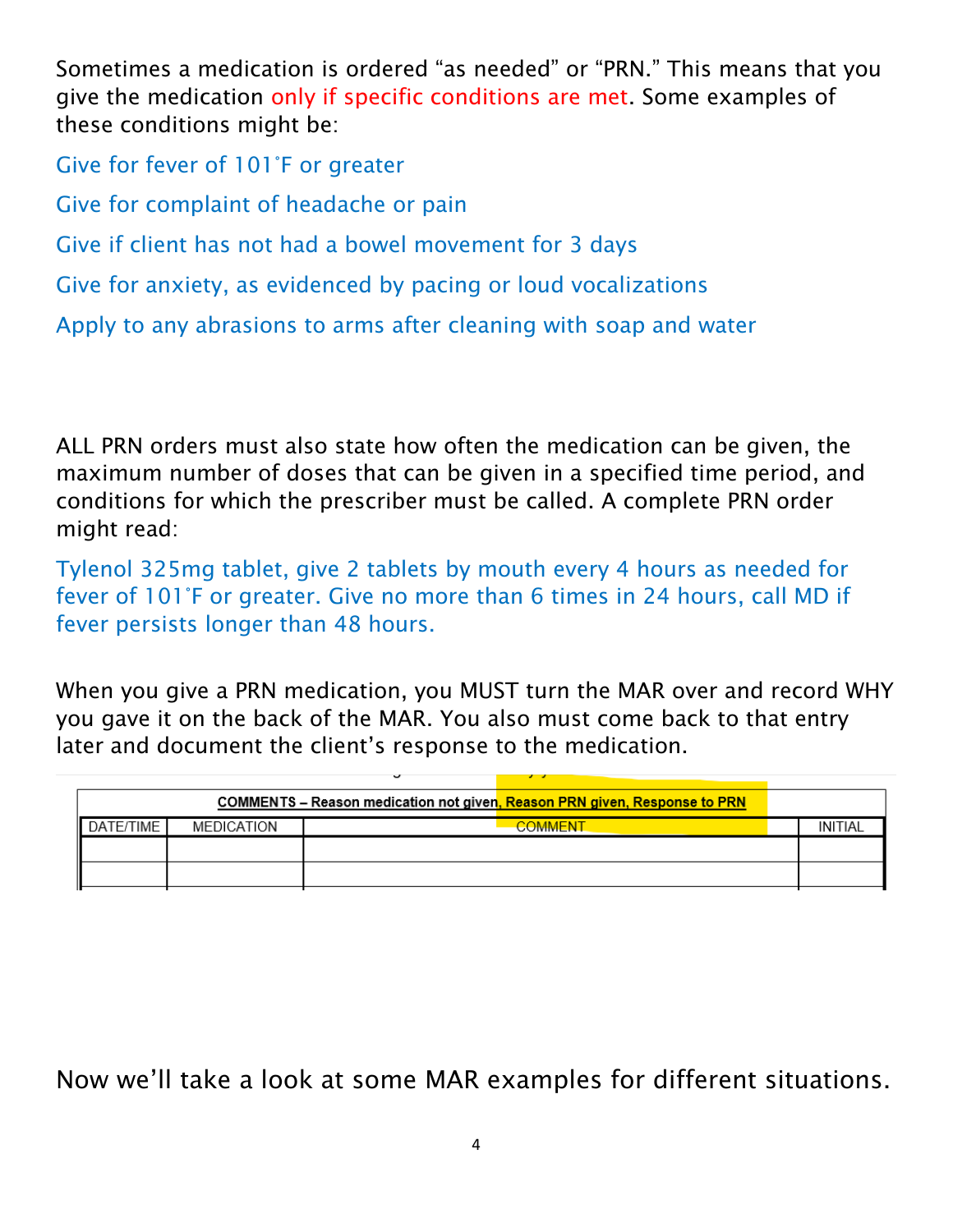Sometimes a medication is ordered "as needed" or "PRN." This means that you give the medication only if specific conditions are met. Some examples of these conditions might be:

Give for fever of 101˚F or greater

Give for complaint of headache or pain

Give if client has not had a bowel movement for 3 days

Give for anxiety, as evidenced by pacing or loud vocalizations

Apply to any abrasions to arms after cleaning with soap and water

ALL PRN orders must also state how often the medication can be given, the maximum number of doses that can be given in a specified time period, and conditions for which the prescriber must be called. A complete PRN order might read:

Tylenol 325mg tablet, give 2 tablets by mouth every 4 hours as needed for fever of 101˚F or greater. Give no more than 6 times in 24 hours, call MD if fever persists longer than 48 hours.

When you give a PRN medication, you MUST turn the MAR over and record WHY you gave it on the back of the MAR. You also must come back to that entry later and document the client's response to the medication.

| COMMENTS – Reason medication not given, Reason PRN given, Response to PRN | | | |
|---|---|---|---|
| DATE/TIME | MEDICATION | COMMENT | INITIAL |
| | | | |
| | | | |

Now we'll take a look at some MAR examples for different situations.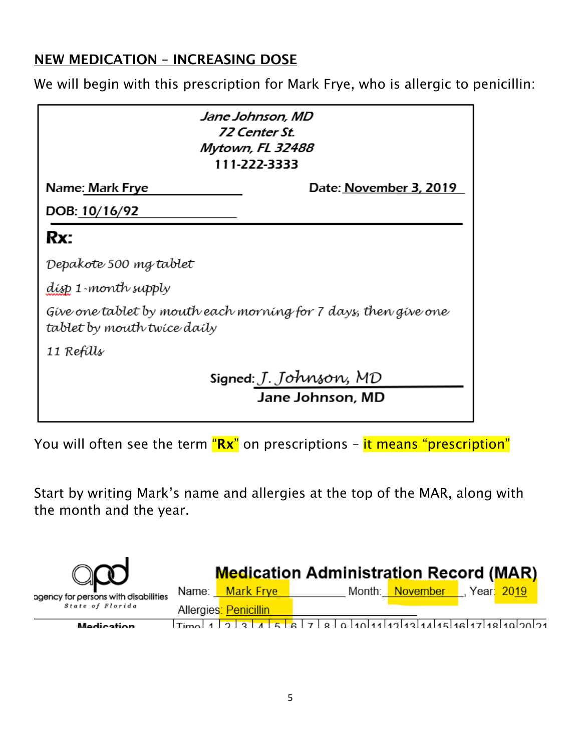## NEW MEDICATION – INCREASING DOSE

We will begin with this prescription for Mark Frye, who is allergic to penicillin:

> *Jane Johnson, MD*
> *72 Center St.*
> *Mytown, FL 32488*
> 111-222-3333
>
> **Name:** Mark Frye **Date:** November 3, 2019
>
> **DOB:** 10/16/92
>
> **Rx:**
>
> *Depakote 500 mg tablet*
>
> *disp 1-month supply*
>
> *Give one tablet by mouth each morning for 7 days, then give one tablet by mouth twice daily*
>
> *11 Refills*
>
> **Signed:** *J. Johnson, MD*
> **Jane Johnson, MD**

You will often see the term "**Rx**" on prescriptions – it means "prescription"

Start by writing Mark's name and allergies at the top of the MAR, along with the month and the year.

**Medication Administration Record (MAR)**

agency for persons with disabilities – State of Florida

Name: Mark Frye Month: November, Year: 2019

Allergies: Penicillin

| Medication | Time | 1 | 2 | 3 | 4 | 5 | 6 | 7 | 8 | 9 | 10 | 11 | 12 | 13 | 14 | 15 | 16 | 17 | 18 | 19 | 20 | 21 |
|---|---|---|---|---|---|---|---|---|---|---|---|---|---|---|---|---|---|---|---|---|---|---|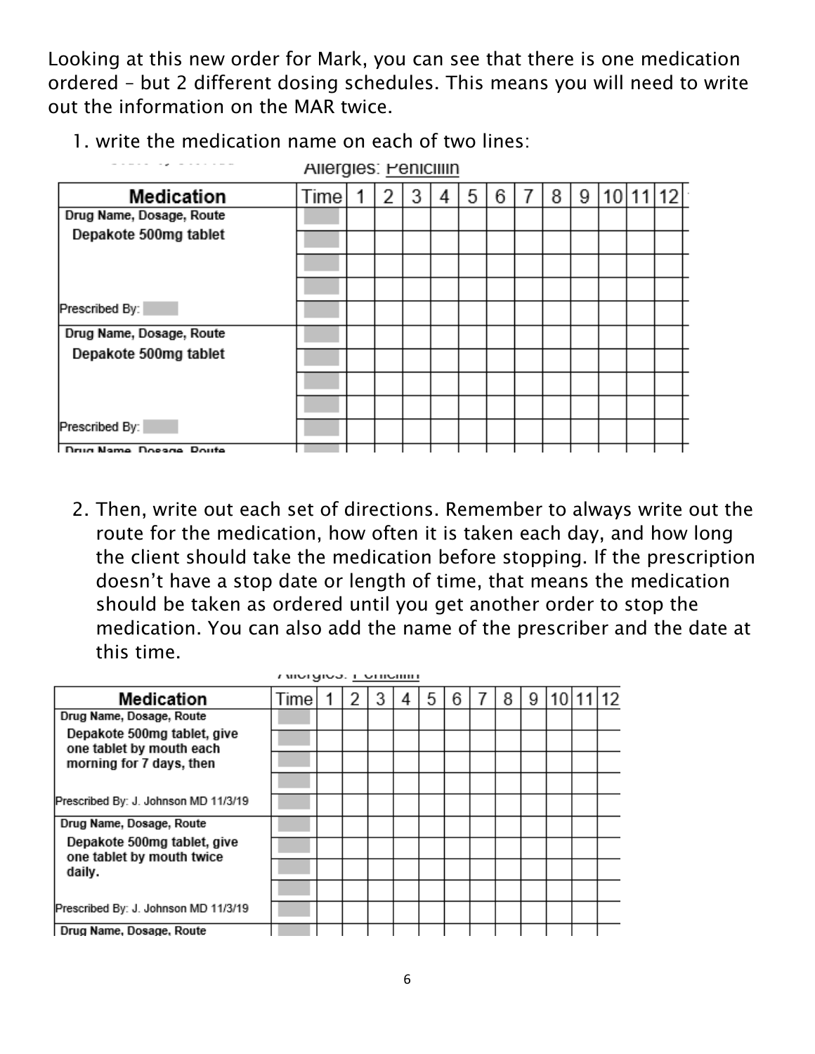Looking at this new order for Mark, you can see that there is one medication ordered – but 2 different dosing schedules. This means you will need to write out the information on the MAR twice.

1. write the medication name on each of two lines:

Allergies: Penicillin

| Medication | Time | 1 | 2 | 3 | 4 | 5 | 6 | 7 | 8 | 9 | 10 | 11 | 12 |
|---|---|---|---|---|---|---|---|---|---|---|---|---|---|
| Drug Name, Dosage, Route | | | | | | | | | | | | | |
| Depakote 500mg tablet | | | | | | | | | | | | | |
| | | | | | | | | | | | | | |
| | | | | | | | | | | | | | |
| Prescribed By: | | | | | | | | | | | | | |
| Drug Name, Dosage, Route | | | | | | | | | | | | | |
| Depakote 500mg tablet | | | | | | | | | | | | | |
| | | | | | | | | | | | | | |
| | | | | | | | | | | | | | |
| Prescribed By: | | | | | | | | | | | | | |
| Drug Name, Dosage, Route | | | | | | | | | | | | | |

2. Then, write out each set of directions. Remember to always write out the route for the medication, how often it is taken each day, and how long the client should take the medication before stopping. If the prescription doesn't have a stop date or length of time, that means the medication should be taken as ordered until you get another order to stop the medication. You can also add the name of the prescriber and the date at this time.

Allergies: Penicillin

| Medication | Time | 1 | 2 | 3 | 4 | 5 | 6 | 7 | 8 | 9 | 10 | 11 | 12 |
|---|---|---|---|---|---|---|---|---|---|---|---|---|---|
| Drug Name, Dosage, Route | | | | | | | | | | | | | |
| Depakote 500mg tablet, give one tablet by mouth each | | | | | | | | | | | | | |
| morning for 7 days, then | | | | | | | | | | | | | |
| | | | | | | | | | | | | | |
| Prescribed By: J. Johnson MD 11/3/19 | | | | | | | | | | | | | |
| Drug Name, Dosage, Route | | | | | | | | | | | | | |
| Depakote 500mg tablet, give one tablet by mouth twice | | | | | | | | | | | | | |
| daily. | | | | | | | | | | | | | |
| | | | | | | | | | | | | | |
| Prescribed By: J. Johnson MD 11/3/19 | | | | | | | | | | | | | |
| Drug Name, Dosage, Route | | | | | | | | | | | | | |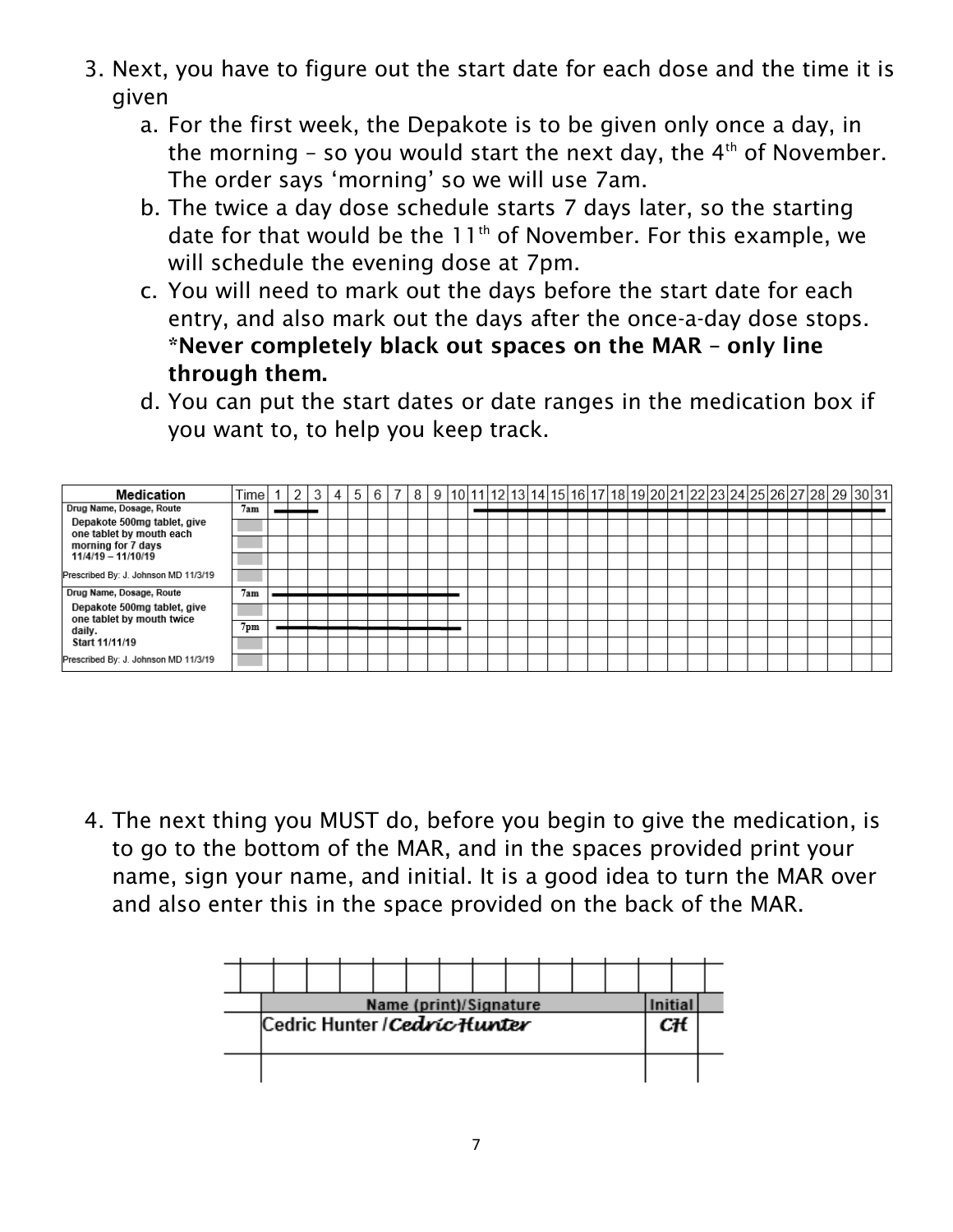3. Next, you have to figure out the start date for each dose and the time it is given
    a. For the first week, the Depakote is to be given only once a day, in the morning – so you would start the next day, the 4th of November. The order says 'morning' so we will use 7am.
    b. The twice a day dose schedule starts 7 days later, so the starting date for that would be the 11th of November. For this example, we will schedule the evening dose at 7pm.
    c. You will need to mark out the days before the start date for each entry, and also mark out the days after the once-a-day dose stops. **\*Never completely black out spaces on the MAR – only line through them.**
    d. You can put the start dates or date ranges in the medication box if you want to, to help you keep track.

| Medication | Time | 1 | 2 | 3 | 4 | 5 | 6 | 7 | 8 | 9 | 10 | 11 | 12 | 13 | 14 | 15 | 16 | 17 | 18 | 19 | 20 | 21 | 22 | 23 | 24 | 25 | 26 | 27 | 28 | 29 | 30 | 31 |
|---|---|---|---|---|---|---|---|---|---|---|---|---|---|---|---|---|---|---|---|---|---|---|---|---|---|---|---|---|---|---|---|---|
| Drug Name, Dosage, Route<br>Depakote 500mg tablet, give one tablet by mouth each morning for 7 days<br>11/4/19 – 11/10/19<br>Prescribed By: J. Johnson MD 11/3/19 | 7am | — | — | — | | | | | | | | — | — | — | — | — | — | — | — | — | — | — | — | — | — | — | — | — | — | — | — | — |
| Drug Name, Dosage, Route<br>Depakote 500mg tablet, give one tablet by mouth twice daily.<br>Start 11/11/19<br>Prescribed By: J. Johnson MD 11/3/19 | 7am | — | — | — | — | — | — | — | — | — | — | | | | | | | | | | | | | | | | | | | | | |
| | 7pm | — | — | — | — | — | — | — | — | — | — | | | | | | | | | | | | | | | | | | | | | |

4. The next thing you MUST do, before you begin to give the medication, is to go to the bottom of the MAR, and in the spaces provided print your name, sign your name, and initial. It is a good idea to turn the MAR over and also enter this in the space provided on the back of the MAR.

| Name (print)/Signature | Initial |
|---|---|
| Cedric Hunter / *Cedric Hunter* | *CH* |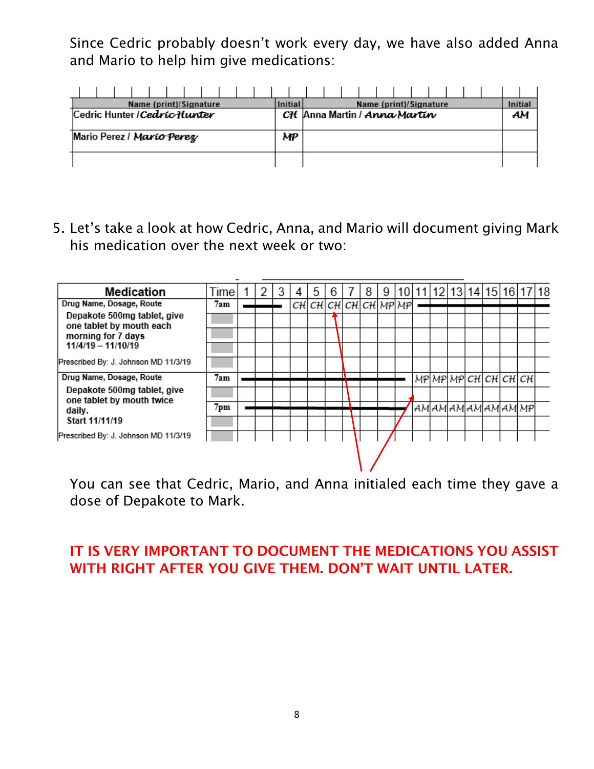Since Cedric probably doesn't work every day, we have also added Anna and Mario to help him give medications:

| Name (print)/Signature | Initial | Name (print)/Signature | Initial |
|---|---|---|---|
| Cedric Hunter / *Cedric Hunter* | CH | Anna Martin / *Anna Martin* | AM |
| Mario Perez / *Mario Perez* | MP | | |
| | | | |

5. Let's take a look at how Cedric, Anna, and Mario will document giving Mark his medication over the next week or two:

| Medication | Time | 1 | 2 | 3 | 4 | 5 | 6 | 7 | 8 | 9 | 10 | 11 | 12 | 13 | 14 | 15 | 16 | 17 | 18 |
|---|---|---|---|---|---|---|---|---|---|---|---|---|---|---|---|---|---|---|---|
| Drug Name, Dosage, Route<br>Depakote 500mg tablet, give one tablet by mouth each morning for 7 days<br>11/4/19 – 11/10/19<br>Prescribed By: J. Johnson MD 11/3/19 | 7am | — | — | — | CH | CH | CH | CH | CH | MP | MP | — | — | — | — | — | — | — | — |
| Drug Name, Dosage, Route<br>Depakote 500mg tablet, give one tablet by mouth twice daily.<br>Start 11/11/19<br>Prescribed By: J. Johnson MD 11/3/19 | 7am | — | — | — | — | — | — | — | — | — | — | MP | MP | MP | CH | CH | CH | CH | |
| | 7pm | — | — | — | — | — | — | — | — | — | — | AM | AM | AM | AM | AM | AM | MP | |

You can see that Cedric, Mario, and Anna initialed each time they gave a dose of Depakote to Mark.

**IT IS VERY IMPORTANT TO DOCUMENT THE MEDICATIONS YOU ASSIST WITH RIGHT AFTER YOU GIVE THEM. DON'T WAIT UNTIL LATER.**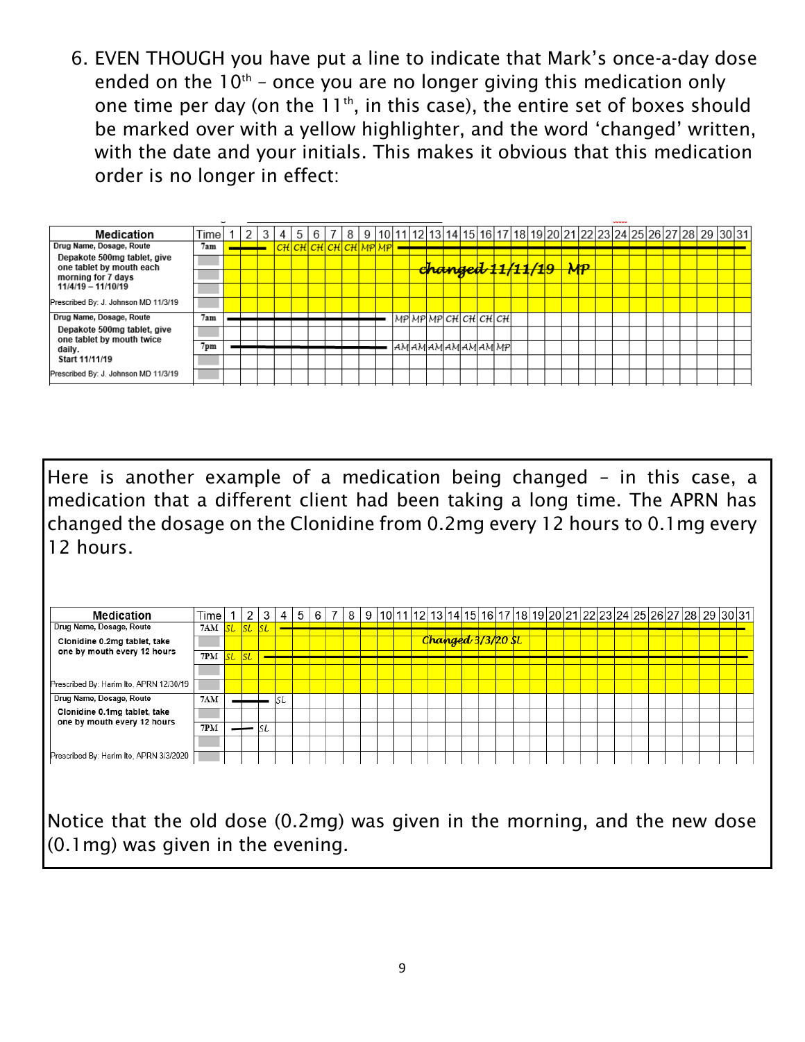6. EVEN THOUGH you have put a line to indicate that Mark's once-a-day dose ended on the 10th – once you are no longer giving this medication only one time per day (on the 11th, in this case), the entire set of boxes should be marked over with a yellow highlighter, and the word 'changed' written, with the date and your initials. This makes it obvious that this medication order is no longer in effect:

| Medication | Time | 1 | 2 | 3 | 4 | 5 | 6 | 7 | 8 | 9 | 10 | 11 | 12 | 13 | 14 | 15 | 16 | 17 | 18 | 19 | 20 | 21 | 22 | 23 | 24 | 25 | 26 | 27 | 28 | 29 | 30 | 31 |
|---|---|---|---|---|---|---|---|---|---|---|---|---|---|---|---|---|---|---|---|---|---|---|---|---|---|---|---|---|---|---|---|---|
| Drug Name, Dosage, Route | 7am | — | — | — | CH | CH | CH | CH | CH | MP | MP | — | — | — | — | — | — | — | — | — | — | — | — | — | — | — | — | — | — | — | — | — |
| Depakote 500mg tablet, give one tablet by mouth each morning for 7 days 11/4/19 – 11/10/19 | | | | | | | | | | | | | changed 11/11/19 MP | | | | | | | | | | | | | | | | | | | |
| Prescribed By: J. Johnson MD 11/3/19 | | | | | | | | | | | | | | | | | | | | | | | | | | | | | | | | |
| Drug Name, Dosage, Route | 7am | — | — | — | — | — | — | — | — | — | — | MP | MP | MP | CH | CH | CH | CH | | | | | | | | | | | | | | |
| Depakote 500mg tablet, give one tablet by mouth twice daily. Start 11/11/19 | 7pm | — | — | — | — | — | — | — | — | — | — | AM | AM | AM | AM | AM | AM | MP | | | | | | | | | | | | | | |
| Prescribed By: J. Johnson MD 11/3/19 | | | | | | | | | | | | | | | | | | | | | | | | | | | | | | | | |

Here is another example of a medication being changed – in this case, a medication that a different client had been taking a long time. The APRN has changed the dosage on the Clonidine from 0.2mg every 12 hours to 0.1mg every 12 hours.

| Medication | Time | 1 | 2 | 3 | 4 | 5 | 6 | 7 | 8 | 9 | 10 | 11 | 12 | 13 | 14 | 15 | 16 | 17 | 18 | 19 | 20 | 21 | 22 | 23 | 24 | 25 | 26 | 27 | 28 | 29 | 30 | 31 |
|---|---|---|---|---|---|---|---|---|---|---|---|---|---|---|---|---|---|---|---|---|---|---|---|---|---|---|---|---|---|---|---|---|
| Drug Name, Dosage, Route | 7AM | SL | SL | SL | — | — | — | — | — | — | — | — | — | — | — | — | — | — | — | — | — | — | — | — | — | — | — | — | — | — | — | — |
| Clonidine 0.2mg tablet, take one by mouth every 12 hours | 7PM | SL | SL | — | — | — | — | — | — | — | — | — | Changed 3/3/20 SL | | | | | | | | | | | | | | | | | | | |
| Prescribed By: Harim Ito, APRN 12/30/19 | | | | | | | | | | | | | | | | | | | | | | | | | | | | | | | | |
| Drug Name, Dosage, Route | 7AM | — | — | — | SL | | | | | | | | | | | | | | | | | | | | | | | | | | | |
| Clonidine 0.1mg tablet, take one by mouth every 12 hours | 7PM | — | — | SL | | | | | | | | | | | | | | | | | | | | | | | | | | | | |
| Prescribed By: Harim Ito, APRN 3/3/2020 | | | | | | | | | | | | | | | | | | | | | | | | | | | | | | | | |

Notice that the old dose (0.2mg) was given in the morning, and the new dose (0.1mg) was given in the evening.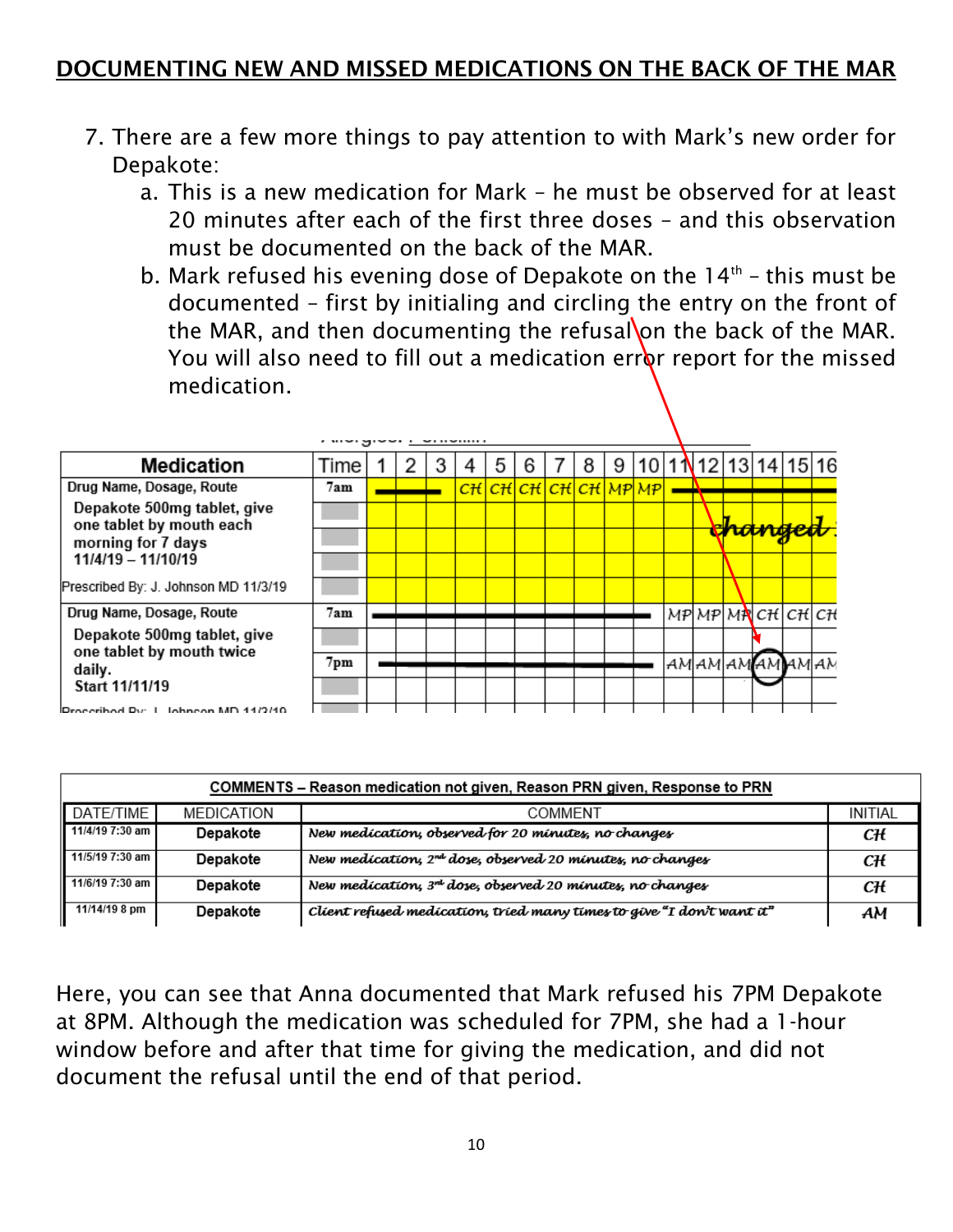## DOCUMENTING NEW AND MISSED MEDICATIONS ON THE BACK OF THE MAR

7. There are a few more things to pay attention to with Mark's new order for Depakote:
   a. This is a new medication for Mark – he must be observed for at least 20 minutes after each of the first three doses – and this observation must be documented on the back of the MAR.
   b. Mark refused his evening dose of Depakote on the 14th – this must be documented – first by initialing and circling the entry on the front of the MAR, and then documenting the refusal on the back of the MAR. You will also need to fill out a medication error report for the missed medication.

| Medication | Time | 1 | 2 | 3 | 4 | 5 | 6 | 7 | 8 | 9 | 10 | 11 | 12 | 13 | 14 | 15 | 16 |
|---|---|---|---|---|---|---|---|---|---|---|---|---|---|---|---|---|---|
| Drug Name, Dosage, Route<br>Depakote 500mg tablet, give one tablet by mouth each morning for 7 days<br>11/4/19 – 11/10/19<br>Prescribed By: J. Johnson MD 11/3/19 | 7am | — | — | — | CH | CH | CH | CH | CH | MP | MP | — | — | — | — | — | — |
| | | | | | | | | | | | | | changed | | | | |
| Drug Name, Dosage, Route<br>Depakote 500mg tablet, give one tablet by mouth twice daily.<br>Start 11/11/19<br>Prescribed By: J. Johnson MD 11/3/19 | 7am | — | — | — | — | — | — | — | — | — | — | MP | MP | MP | CH | CH | CH |
| | 7pm | — | — | — | — | — | — | — | — | — | — | AM | AM | AM | (AM) | AM | AM |

| COMMENTS – Reason medication not given, Reason PRN given, Response to PRN | | | |
|---|---|---|---|
| DATE/TIME | MEDICATION | COMMENT | INITIAL |
| 11/4/19 7:30 am | Depakote | New medication, observed for 20 minutes, no changes | CH |
| 11/5/19 7:30 am | Depakote | New medication, 2nd dose, observed 20 minutes, no changes | CH |
| 11/6/19 7:30 am | Depakote | New medication, 3rd dose, observed 20 minutes, no changes | CH |
| 11/14/19 8 pm | Depakote | Client refused medication, tried many times to give "I don't want it" | AM |

Here, you can see that Anna documented that Mark refused his 7PM Depakote at 8PM. Although the medication was scheduled for 7PM, she had a 1-hour window before and after that time for giving the medication, and did not document the refusal until the end of that period.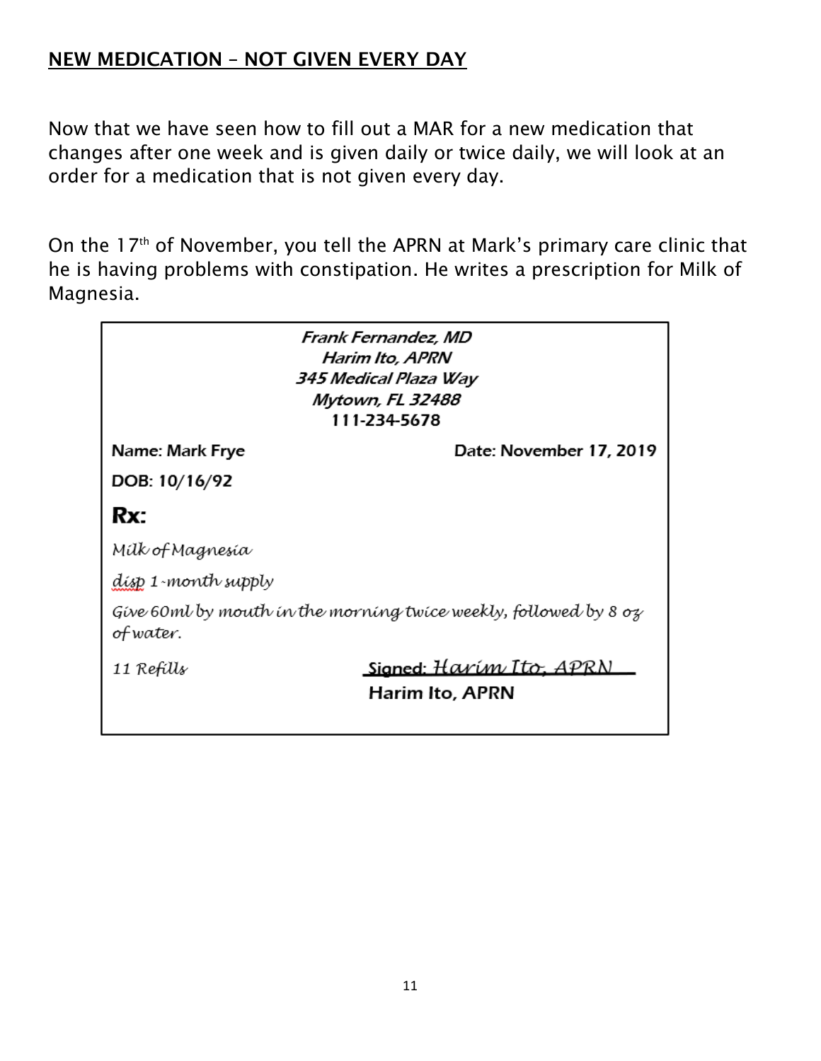## NEW MEDICATION – NOT GIVEN EVERY DAY

Now that we have seen how to fill out a MAR for a new medication that changes after one week and is given daily or twice daily, we will look at an order for a medication that is not given every day.

On the 17th of November, you tell the APRN at Mark's primary care clinic that he is having problems with constipation. He writes a prescription for Milk of Magnesia.

*Frank Fernandez, MD*
*Harim Ito, APRN*
*345 Medical Plaza Way*
*Mytown, FL 32488*
111-234-5678

**Name: Mark Frye** **Date: November 17, 2019**

**DOB: 10/16/92**

**Rx:**

*Milk of Magnesia*

*disp 1-month supply*

*Give 60ml by mouth in the morning twice weekly, followed by 8 oz of water.*

*11 Refills*

**Signed:** *Harim Ito, APRN*
**Harim Ito, APRN**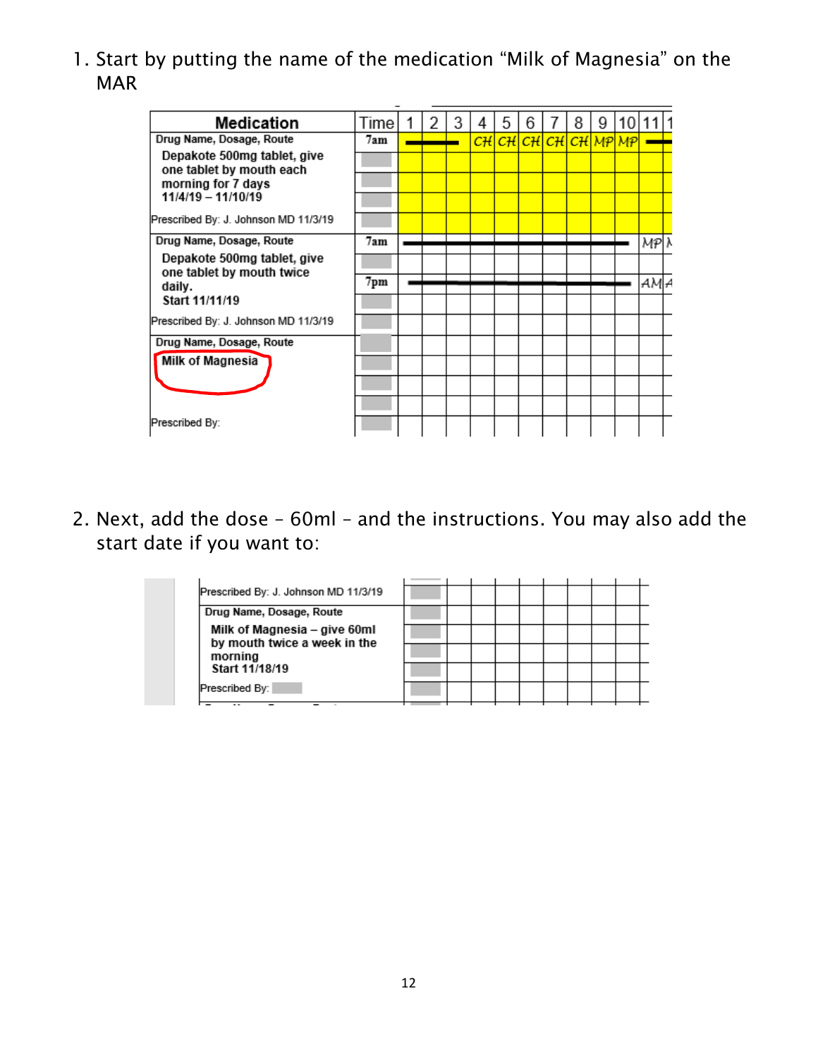1. Start by putting the name of the medication "Milk of Magnesia" on the MAR

| Medication | Time | 1 | 2 | 3 | 4 | 5 | 6 | 7 | 8 | 9 | 10 | 11 | 1 |
|---|---|---|---|---|---|---|---|---|---|---|---|---|---|
| Drug Name, Dosage, Route | 7am | | | | CH | CH | CH | CH | CH | MP | MP | | |
| Depakote 500mg tablet, give one tablet by mouth each morning for 7 days 11/4/19 – 11/10/19 | | | | | | | | | | | | | |
| Prescribed By: J. Johnson MD 11/3/19 | | | | | | | | | | | | | |
| Drug Name, Dosage, Route | 7am | | | | | | | | | | | MP | M |
| Depakote 500mg tablet, give one tablet by mouth twice daily. Start 11/11/19 | 7pm | | | | | | | | | | | AM | A |
| Prescribed By: J. Johnson MD 11/3/19 | | | | | | | | | | | | | |
| Drug Name, Dosage, Route | | | | | | | | | | | | | |
| Milk of Magnesia | | | | | | | | | | | | | |
| Prescribed By: | | | | | | | | | | | | | |

2. Next, add the dose – 60ml – and the instructions. You may also add the start date if you want to:

| Medication | Time | | | | | | | | | |
|---|---|---|---|---|---|---|---|---|---|---|
| Prescribed By: J. Johnson MD 11/3/19 | | | | | | | | | | |
| Drug Name, Dosage, Route | | | | | | | | | | |
| Milk of Magnesia – give 60ml by mouth twice a week in the morning Start 11/18/19 | | | | | | | | | | |
| Prescribed By: | | | | | | | | | | |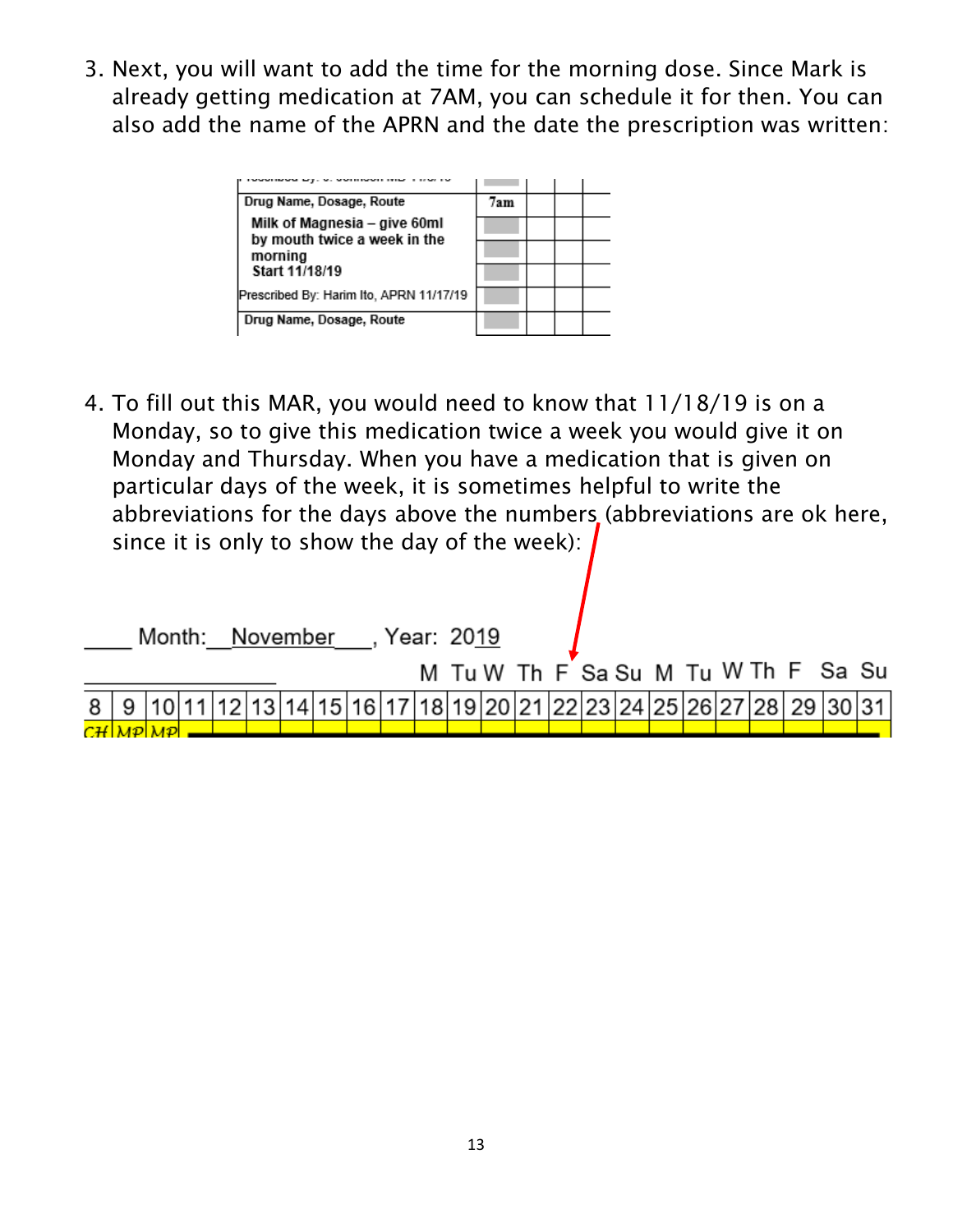3. Next, you will want to add the time for the morning dose. Since Mark is already getting medication at 7AM, you can schedule it for then. You can also add the name of the APRN and the date the prescription was written:

| Drug Name, Dosage, Route | 7am | | | |
|---|---|---|---|---|
| Milk of Magnesia – give 60ml by mouth twice a week in the morning<br>Start 11/18/19 | | | | |
| Prescribed By: Harim Ito, APRN 11/17/19 | | | | |
| Drug Name, Dosage, Route | | | | |

4. To fill out this MAR, you would need to know that 11/18/19 is on a Monday, so to give this medication twice a week you would give it on Monday and Thursday. When you have a medication that is given on particular days of the week, it is sometimes helpful to write the abbreviations for the days above the numbers (abbreviations are ok here, since it is only to show the day of the week):

____ Month: __November___, Year: 2019

| | | | | | | | | | | M | Tu | W | Th | F | Sa | Su | M | Tu | W | Th | F | Sa | Su |
|---|---|---|---|---|---|---|---|---|---|---|---|---|---|---|---|---|---|---|---|---|---|---|---|
| 8 | 9 | 10 | 11 | 12 | 13 | 14 | 15 | 16 | 17 | 18 | 19 | 20 | 21 | 22 | 23 | 24 | 25 | 26 | 27 | 28 | 29 | 30 | 31 |
| CH | MP | MP | | | | | | | | | | | | | | | | | | | | | |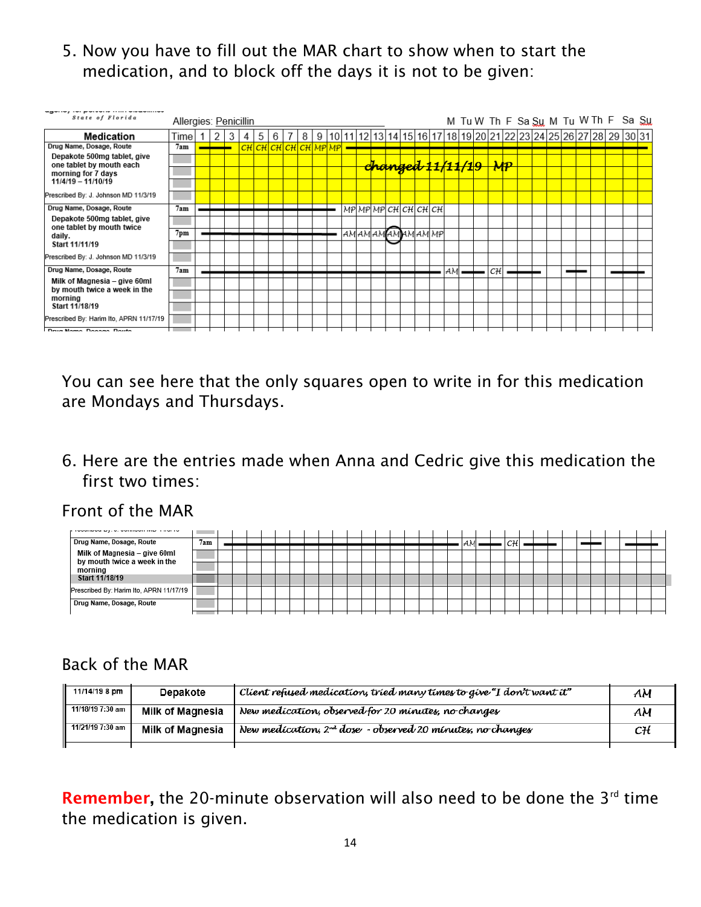5. Now you have to fill out the MAR chart to show when to start the medication, and to block off the days it is not to be given:

State of Florida

Allergies: Penicillin

| Medication | Time | 1 | 2 | 3 | 4 | 5 | 6 | 7 | 8 | 9 | 10 | 11 | 12 | 13 | 14 | 15 | 16 | 17 | 18 M | 19 Tu | 20 W | 21 Th | 22 F | 23 Sa | 24 Su | 25 M | 26 Tu | 27 W | 28 Th | 29 F | 30 Sa | 31 Su |
|---|---|---|---|---|---|---|---|---|---|---|---|---|---|---|---|---|---|---|---|---|---|---|---|---|---|---|---|---|---|---|---|---|
| Drug Name, Dosage, Route: Depakote 500mg tablet, give one tablet by mouth each morning for 7 days 11/4/19 – 11/10/19. Prescribed By: J. Johnson MD 11/3/19 | 7am | — | — | — | CH | CH | CH | CH | CH | MP | MP | — | — | — | — | — | — | — | — | — | — | — | — | — | — | — | — | — | — | — | — | — |
| (changed 11/11/19 MP) | | | | | | | | | | | | | | | | | | | | | | | | | | | | | | | | |
| Drug Name, Dosage, Route: Depakote 500mg tablet, give one tablet by mouth twice daily. Start 11/11/19. Prescribed By: J. Johnson MD 11/3/19 | 7am | — | — | — | — | — | — | — | — | — | — | MP | MP | MP | CH | CH | CH | CH | | | | | | | | | | | | | | |
| | 7pm | — | — | — | — | — | — | — | — | — | — | AM | AM | AM | (AM) | AM | AM | MP | | | | | | | | | | | | | | |
| Drug Name, Dosage, Route: Milk of Magnesia – give 60ml by mouth twice a week in the morning. Start 11/18/19. Prescribed By: Harim Ito, APRN 11/17/19 | 7am | — | — | — | — | — | — | — | — | — | — | — | — | — | — | — | — | — | AM | — | — | CH | — | — | — | AM | — | — | — | — | — | — |

You can see here that the only squares open to write in for this medication are Mondays and Thursdays.

6. Here are the entries made when Anna and Cedric give this medication the first two times:

Front of the MAR

| Medication | Time | 1–17 | 18 | 19 | 20 | 21 | 22 | 23 | 24 | 25 | 26 | 27 | 28 | 29 | 30 | 31 |
|---|---|---|---|---|---|---|---|---|---|---|---|---|---|---|---|---|
| Drug Name, Dosage, Route: Milk of Magnesia – give 60ml by mouth twice a week in the morning. Start 11/18/19. Prescribed By: Harim Ito, APRN 11/17/19 | 7am | — | AM | — | — | CH | — | — | — | | — | — | | — | — | — |

Back of the MAR

| Date/Time | Medication | Comment | Initials |
|---|---|---|---|
| 11/14/19 8 pm | Depakote | Client refused medication, tried many times to give "I don't want it" | AM |
| 11/18/19 7:30 am | Milk of Magnesia | New medication, observed for 20 minutes, no changes | AM |
| 11/21/19 7:30 am | Milk of Magnesia | New medication, 2nd dose - observed 20 minutes, no changes | CH |

**Remember,** the 20-minute observation will also need to be done the 3rd time the medication is given.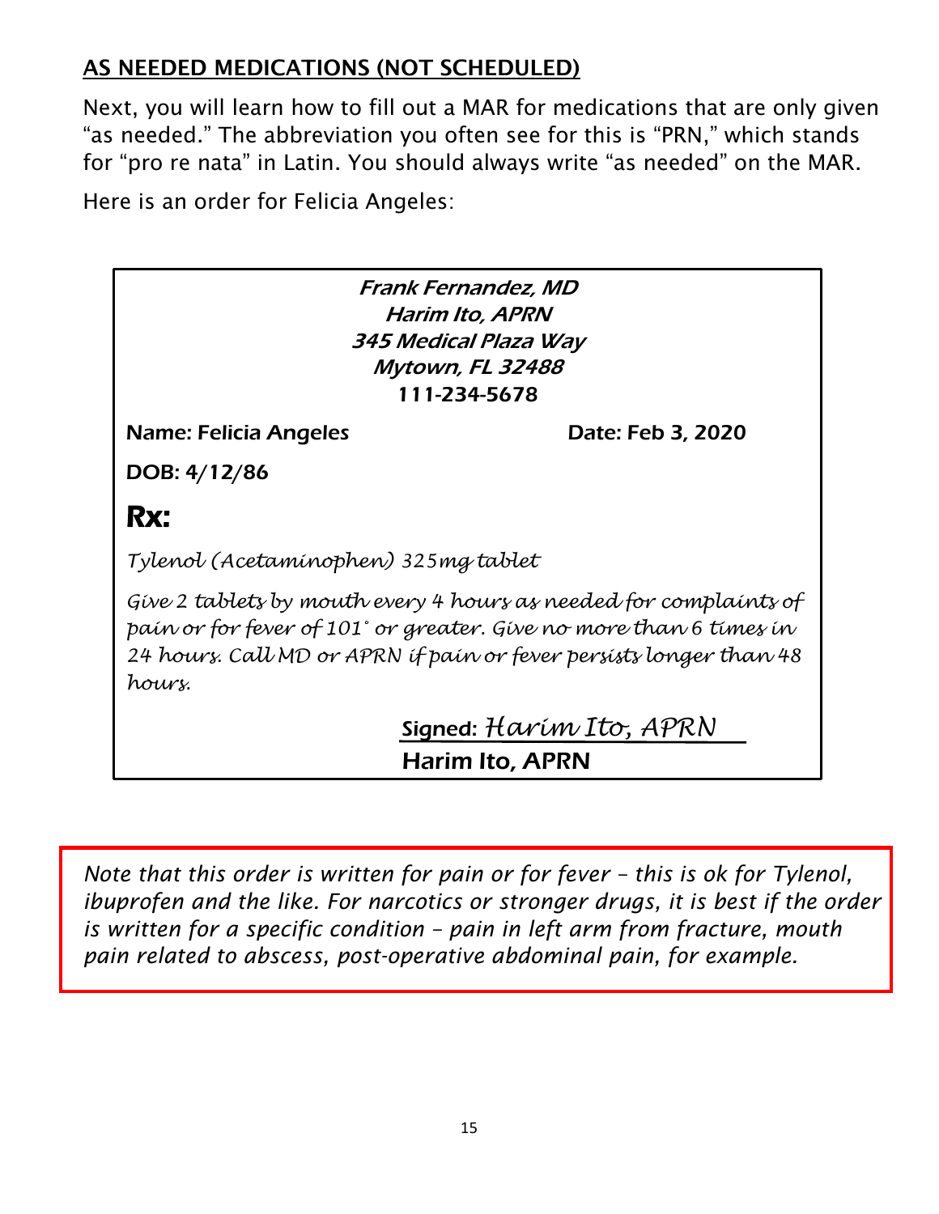## AS NEEDED MEDICATIONS (NOT SCHEDULED)

Next, you will learn how to fill out a MAR for medications that are only given "as needed." The abbreviation you often see for this is "PRN," which stands for "pro re nata" in Latin. You should always write "as needed" on the MAR.

Here is an order for Felicia Angeles:

> ***Frank Fernandez, MD***
> ***Harim Ito, APRN***
> ***345 Medical Plaza Way***
> ***Mytown, FL 32488***
> **111-234-5678**
>
> **Name: Felicia Angeles** **Date: Feb 3, 2020**
>
> **DOB: 4/12/86**
>
> # Rx:
>
> *Tylenol (Acetaminophen) 325mg tablet*
>
> *Give 2 tablets by mouth every 4 hours as needed for complaints of pain or for fever of 101° or greater. Give no more than 6 times in 24 hours. Call MD or APRN if pain or fever persists longer than 48 hours.*
>
> **Signed:** *Harim Ito, APRN*
> **Harim Ito, APRN**

*Note that this order is written for pain or for fever – this is ok for Tylenol, ibuprofen and the like. For narcotics or stronger drugs, it is best if the order is written for a specific condition – pain in left arm from fracture, mouth pain related to abscess, post-operative abdominal pain, for example.*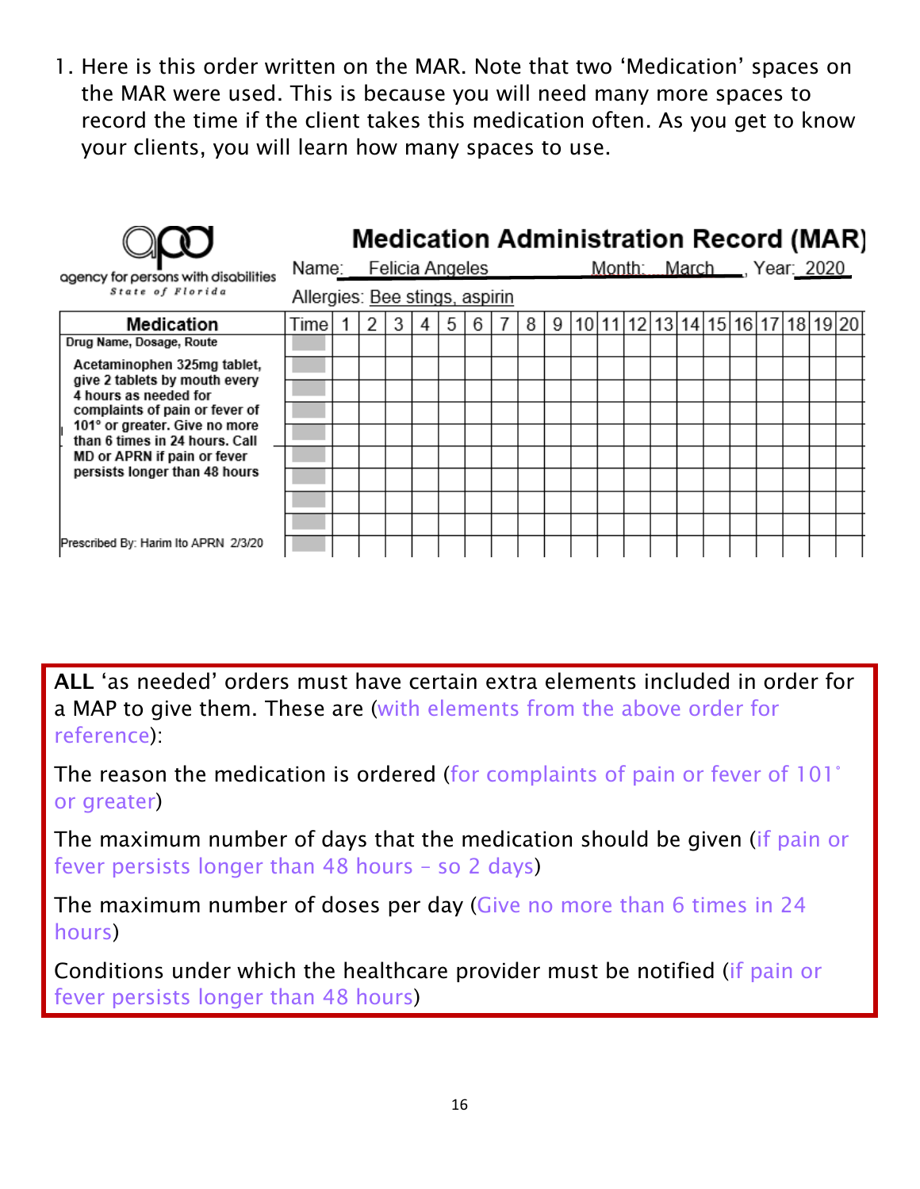1. Here is this order written on the MAR. Note that two 'Medication' spaces on the MAR were used. This is because you will need many more spaces to record the time if the client takes this medication often. As you get to know your clients, you will learn how many spaces to use.

agency for persons with disabilities
State of Florida

**Medication Administration Record (MAR)**

Name: Felicia Angeles Month: March, Year: 2020

Allergies: Bee stings, aspirin

| Medication | Time | 1 | 2 | 3 | 4 | 5 | 6 | 7 | 8 | 9 | 10 | 11 | 12 | 13 | 14 | 15 | 16 | 17 | 18 | 19 | 20 |
|---|---|---|---|---|---|---|---|---|---|---|---|---|---|---|---|---|---|---|---|---|---|
| Drug Name, Dosage, Route | | | | | | | | | | | | | | | | | | | | | |
| Acetaminophen 325mg tablet, give 2 tablets by mouth every 4 hours as needed for complaints of pain or fever of 101° or greater. Give no more than 6 times in 24 hours. Call MD or APRN if pain or fever persists longer than 48 hours | | | | | | | | | | | | | | | | | | | | | |
| | | | | | | | | | | | | | | | | | | | | | |
| | | | | | | | | | | | | | | | | | | | | | |
| | | | | | | | | | | | | | | | | | | | | | |
| | | | | | | | | | | | | | | | | | | | | | |
| | | | | | | | | | | | | | | | | | | | | | |
| | | | | | | | | | | | | | | | | | | | | | |
| | | | | | | | | | | | | | | | | | | | | | |
| Prescribed By: Harim Ito APRN 2/3/20 | | | | | | | | | | | | | | | | | | | | | |

**ALL** 'as needed' orders must have certain extra elements included in order for a MAP to give them. These are (with elements from the above order for reference):

The reason the medication is ordered (for complaints of pain or fever of 101° or greater)

The maximum number of days that the medication should be given (if pain or fever persists longer than 48 hours – so 2 days)

The maximum number of doses per day (Give no more than 6 times in 24 hours)

Conditions under which the healthcare provider must be notified (if pain or fever persists longer than 48 hours)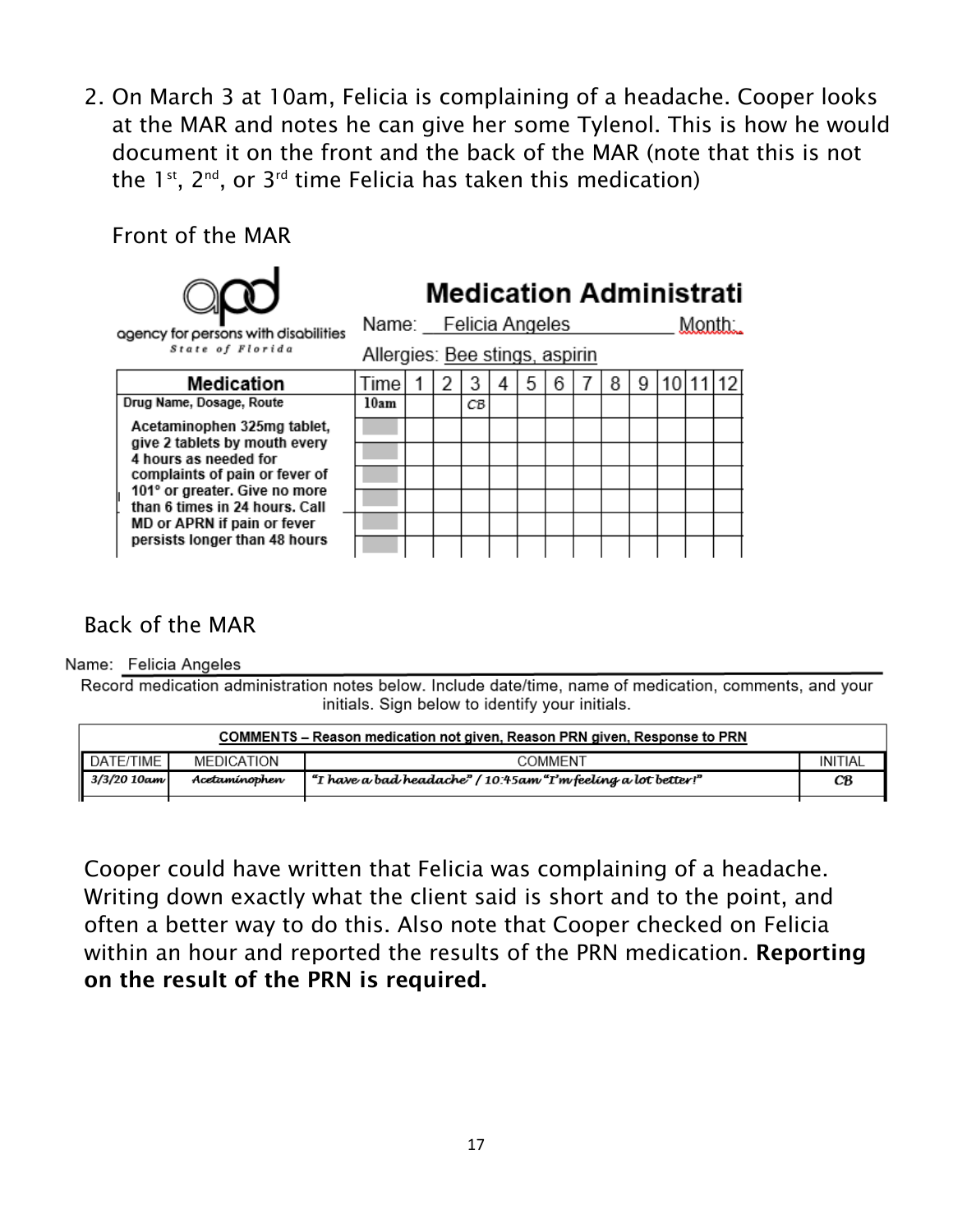2. On March 3 at 10am, Felicia is complaining of a headache. Cooper looks at the MAR and notes he can give her some Tylenol. This is how he would document it on the front and the back of the MAR (note that this is not the 1st, 2nd, or 3rd time Felicia has taken this medication)

Front of the MAR

agency for persons with disabilities
State of Florida

**Medication Administrati**

Name: Felicia Angeles Month:

Allergies: Bee stings, aspirin

| Medication | Time | 1 | 2 | 3 | 4 | 5 | 6 | 7 | 8 | 9 | 10 | 11 | 12 |
|---|---|---|---|---|---|---|---|---|---|---|---|---|---|
| Drug Name, Dosage, Route | 10am | | | CB | | | | | | | | | |
| Acetaminophen 325mg tablet, give 2 tablets by mouth every 4 hours as needed for complaints of pain or fever of 101° or greater. Give no more than 6 times in 24 hours. Call MD or APRN if pain or fever persists longer than 48 hours | | | | | | | | | | | | | |
| | | | | | | | | | | | | | |
| | | | | | | | | | | | | | |
| | | | | | | | | | | | | | |
| | | | | | | | | | | | | | |
| | | | | | | | | | | | | | |

Back of the MAR

Name: Felicia Angeles

Record medication administration notes below. Include date/time, name of medication, comments, and your initials. Sign below to identify your initials.

| COMMENTS – Reason medication not given, Reason PRN given, Response to PRN | | | |
|---|---|---|---|
| DATE/TIME | MEDICATION | COMMENT | INITIAL |
| 3/3/20 10am | Acetaminophen | "I have a bad headache" / 10:45am "I'm feeling a lot better!" | CB |

Cooper could have written that Felicia was complaining of a headache. Writing down exactly what the client said is short and to the point, and often a better way to do this. Also note that Cooper checked on Felicia within an hour and reported the results of the PRN medication. **Reporting on the result of the PRN is required.**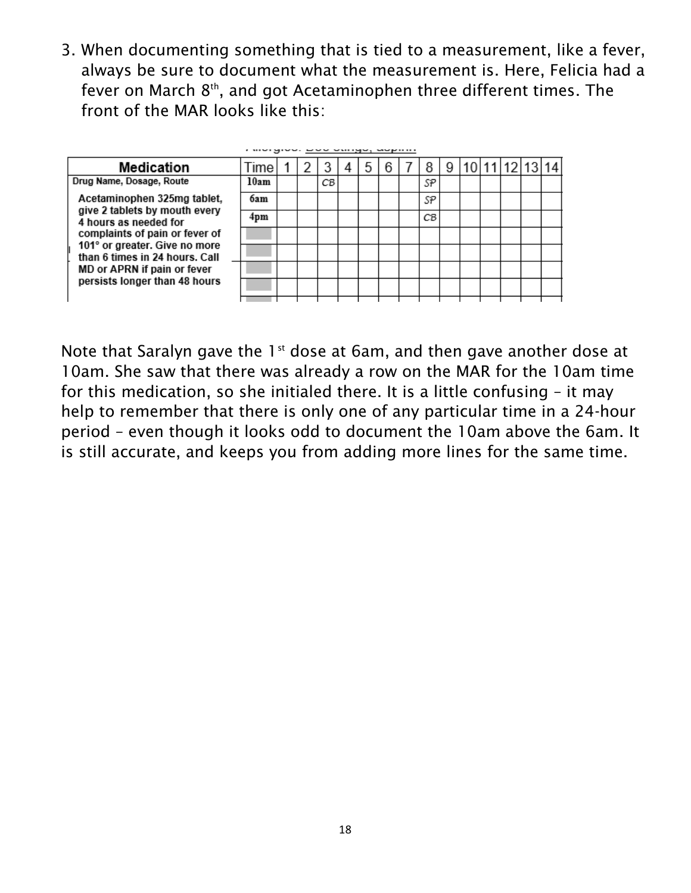3. When documenting something that is tied to a measurement, like a fever, always be sure to document what the measurement is. Here, Felicia had a fever on March 8th, and got Acetaminophen three different times. The front of the MAR looks like this:

Allergies: Bee stings, aspirin

| Medication | Time | 1 | 2 | 3 | 4 | 5 | 6 | 7 | 8 | 9 | 10 | 11 | 12 | 13 | 14 |
|---|---|---|---|---|---|---|---|---|---|---|---|---|---|---|---|
| Drug Name, Dosage, Route | 10am | | | CB | | | | | SP | | | | | | |
| Acetaminophen 325mg tablet, give 2 tablets by mouth every 4 hours as needed for complaints of pain or fever of 101° or greater. Give no more than 6 times in 24 hours. Call MD or APRN if pain or fever persists longer than 48 hours | 6am | | | | | | | | SP | | | | | | |
| | 4pm | | | | | | | | CB | | | | | | |
| | | | | | | | | | | | | | | | |
| | | | | | | | | | | | | | | | |
| | | | | | | | | | | | | | | | |
| | | | | | | | | | | | | | | | |

Note that Saralyn gave the 1st dose at 6am, and then gave another dose at 10am. She saw that there was already a row on the MAR for the 10am time for this medication, so she initialed there. It is a little confusing – it may help to remember that there is only one of any particular time in a 24-hour period – even though it looks odd to document the 10am above the 6am. It is still accurate, and keeps you from adding more lines for the same time.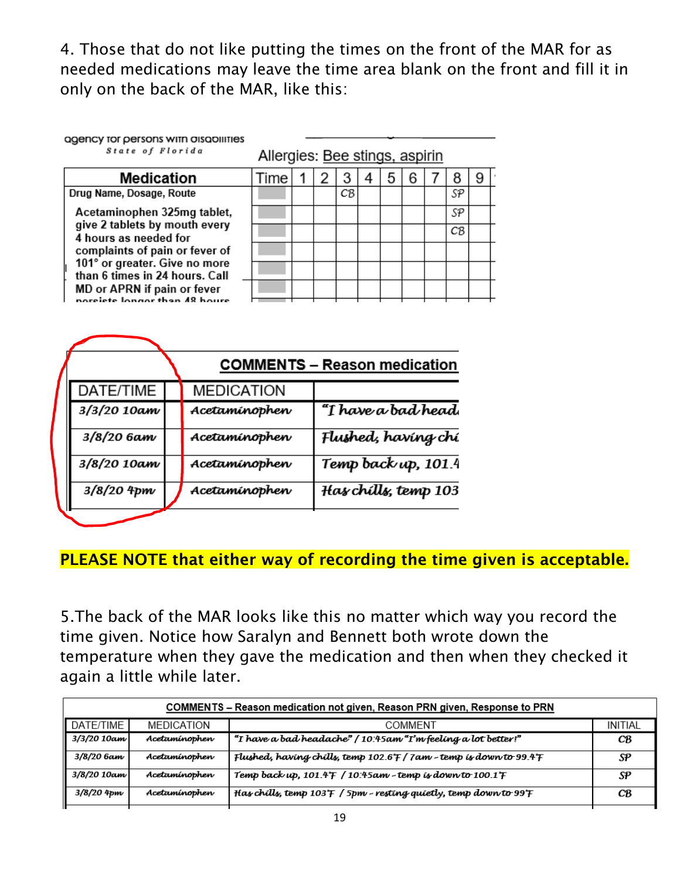4. Those that do not like putting the times on the front of the MAR for as needed medications may leave the time area blank on the front and fill it in only on the back of the MAR, like this:

agency for persons with disabilities
State of Florida

Allergies: Bee stings, aspirin

| Medication | Time | 1 | 2 | 3 | 4 | 5 | 6 | 7 | 8 | 9 |
|---|---|---|---|---|---|---|---|---|---|---|
| Drug Name, Dosage, Route | | | | CB | | | | | SP | |
| Acetaminophen 325mg tablet, give 2 tablets by mouth every 4 hours as needed for complaints of pain or fever of 101° or greater. Give no more than 6 times in 24 hours. Call MD or APRN if pain or fever persists longer than 48 hours | | | | | | | | | SP | |
| | | | | | | | | | CB | |
| | | | | | | | | | | |
| | | | | | | | | | | |
| | | | | | | | | | | |

| | COMMENTS – Reason medication | |
|---|---|---|
| DATE/TIME | MEDICATION | |
| 3/3/20 10am | Acetaminophen | "I have a bad head |
| 3/8/20 6am | Acetaminophen | Flushed, having chi |
| 3/8/20 10am | Acetaminophen | Temp back up, 101.4 |
| 3/8/20 4pm | Acetaminophen | Has chills, temp 103 |

**PLEASE NOTE that either way of recording the time given is acceptable.**

5.The back of the MAR looks like this no matter which way you record the time given. Notice how Saralyn and Bennett both wrote down the temperature when they gave the medication and then when they checked it again a little while later.

| COMMENTS – Reason medication not given, Reason PRN given, Response to PRN | | | |
|---|---|---|---|
| DATE/TIME | MEDICATION | COMMENT | INITIAL |
| 3/3/20 10am | Acetaminophen | "I have a bad headache" / 10:45am "I'm feeling a lot better!" | CB |
| 3/8/20 6am | Acetaminophen | Flushed, having chills, temp 102.6°F / 7am - temp is down to 99.4°F | SP |
| 3/8/20 10am | Acetaminophen | Temp back up, 101.4°F / 10:45am - temp is down to 100.1°F | SP |
| 3/8/20 4pm | Acetaminophen | Has chills, temp 103°F / 5pm - resting quietly, temp down to 99°F | CB |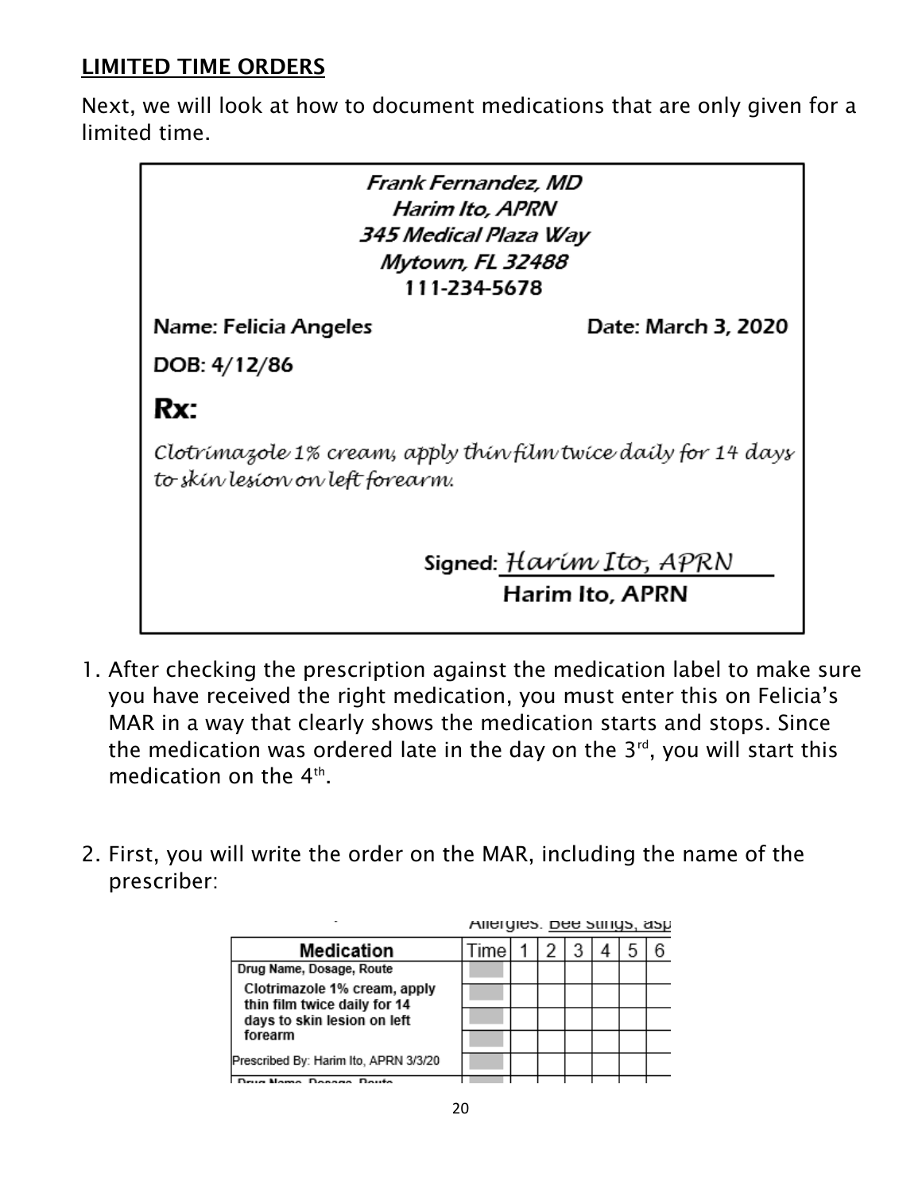## LIMITED TIME ORDERS

Next, we will look at how to document medications that are only given for a limited time.

*Frank Fernandez, MD*
*Harim Ito, APRN*
*345 Medical Plaza Way*
*Mytown, FL 32488*
111-234-5678

Name: Felicia Angeles    Date: March 3, 2020

DOB: 4/12/86

**Rx:**

*Clotrimazole 1% cream; apply thin film twice daily for 14 days to skin lesion on left forearm.*

Signed: *Harim Ito, APRN*
Harim Ito, APRN

1. After checking the prescription against the medication label to make sure you have received the right medication, you must enter this on Felicia's MAR in a way that clearly shows the medication starts and stops. Since the medication was ordered late in the day on the 3rd, you will start this medication on the 4th.

2. First, you will write the order on the MAR, including the name of the prescriber:

Allergies: Bee stings, asp

| Medication | Time | 1 | 2 | 3 | 4 | 5 | 6 |
|---|---|---|---|---|---|---|---|
| Drug Name, Dosage, Route | | | | | | | |
| Clotrimazole 1% cream, apply thin film twice daily for 14 days to skin lesion on left forearm | | | | | | | |
| | | | | | | | |
| | | | | | | | |
| Prescribed By: Harim Ito, APRN 3/3/20 | | | | | | | |
| Drug Name, Dosage, Route | | | | | | | |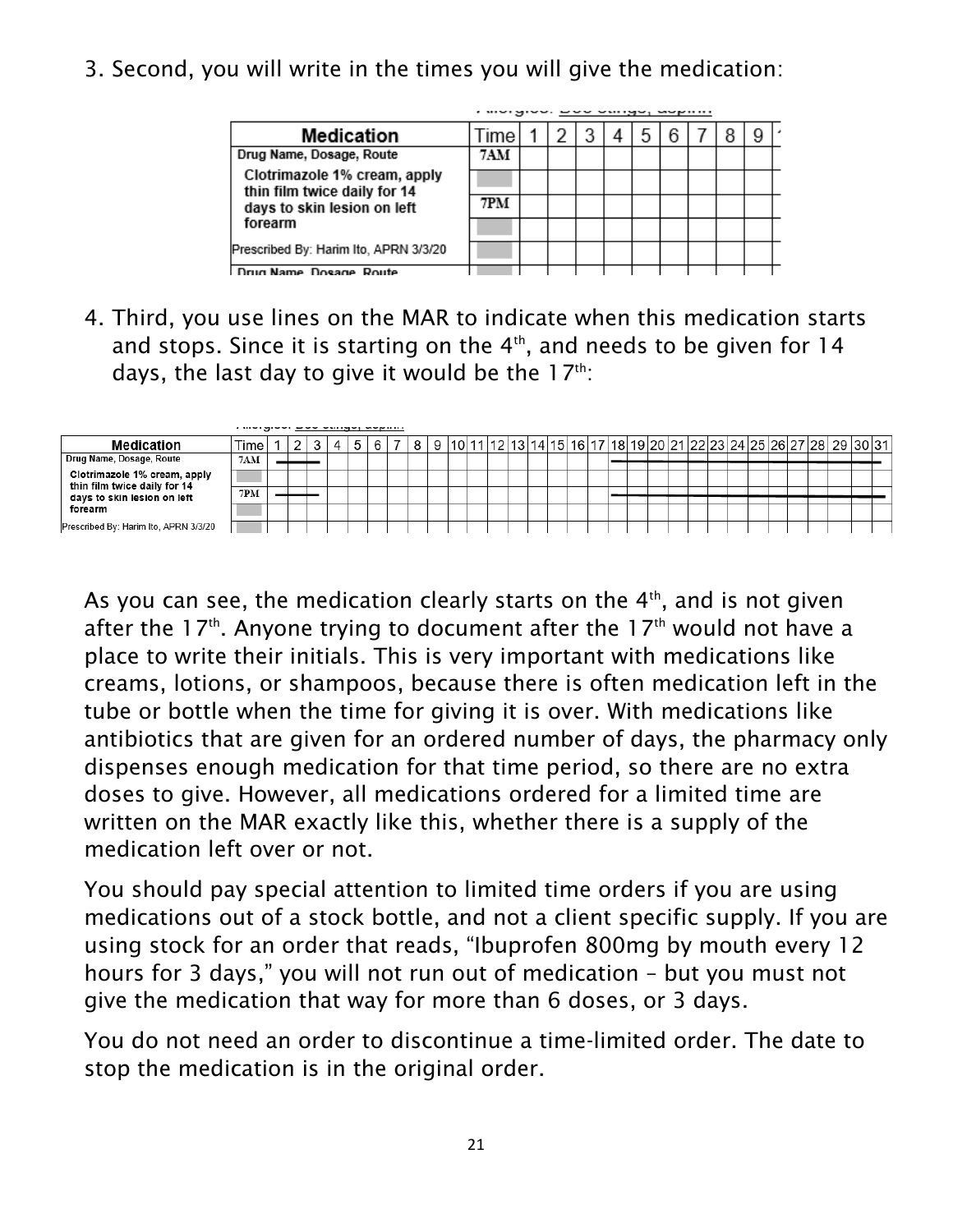3. Second, you will write in the times you will give the medication:

| Medication | Time | 1 | 2 | 3 | 4 | 5 | 6 | 7 | 8 | 9 |
|---|---|---|---|---|---|---|---|---|---|---|
| Drug Name, Dosage, Route | 7AM | | | | | | | | | |
| Clotrimazole 1% cream, apply thin film twice daily for 14 days to skin lesion on left forearm | | | | | | | | | | |
| | 7PM | | | | | | | | | |
| | | | | | | | | | | |
| Prescribed By: Harim Ito, APRN 3/3/20 | | | | | | | | | | |

4. Third, you use lines on the MAR to indicate when this medication starts and stops. Since it is starting on the 4th, and needs to be given for 14 days, the last day to give it would be the 17th:

| Medication | Time | 1 | 2 | 3 | 4 | 5 | 6 | 7 | 8 | 9 | 10 | 11 | 12 | 13 | 14 | 15 | 16 | 17 | 18 | 19 | 20 | 21 | 22 | 23 | 24 | 25 | 26 | 27 | 28 | 29 | 30 | 31 |
|---|---|---|---|---|---|---|---|---|---|---|---|---|---|---|---|---|---|---|---|---|---|---|---|---|---|---|---|---|---|---|---|---|
| Drug Name, Dosage, Route | 7AM | — | — | — | | | | | | | | | | | | | | | — | — | — | — | — | — | — | — | — | — | — | — | — | — |
| Clotrimazole 1% cream, apply thin film twice daily for 14 days to skin lesion on left forearm | | | | | | | | | | | | | | | | | | | | | | | | | | | | | | | | |
| | 7PM | — | — | — | | | | | | | | | | | | | | | — | — | — | — | — | — | — | — | — | — | — | — | — | — |
| | | | | | | | | | | | | | | | | | | | | | | | | | | | | | | | | |
| Prescribed By: Harim Ito, APRN 3/3/20 | | | | | | | | | | | | | | | | | | | | | | | | | | | | | | | | |

As you can see, the medication clearly starts on the 4th, and is not given after the 17th. Anyone trying to document after the 17th would not have a place to write their initials. This is very important with medications like creams, lotions, or shampoos, because there is often medication left in the tube or bottle when the time for giving it is over. With medications like antibiotics that are given for an ordered number of days, the pharmacy only dispenses enough medication for that time period, so there are no extra doses to give. However, all medications ordered for a limited time are written on the MAR exactly like this, whether there is a supply of the medication left over or not.

You should pay special attention to limited time orders if you are using medications out of a stock bottle, and not a client specific supply. If you are using stock for an order that reads, "Ibuprofen 800mg by mouth every 12 hours for 3 days," you will not run out of medication – but you must not give the medication that way for more than 6 doses, or 3 days.

You do not need an order to discontinue a time-limited order. The date to stop the medication is in the original order.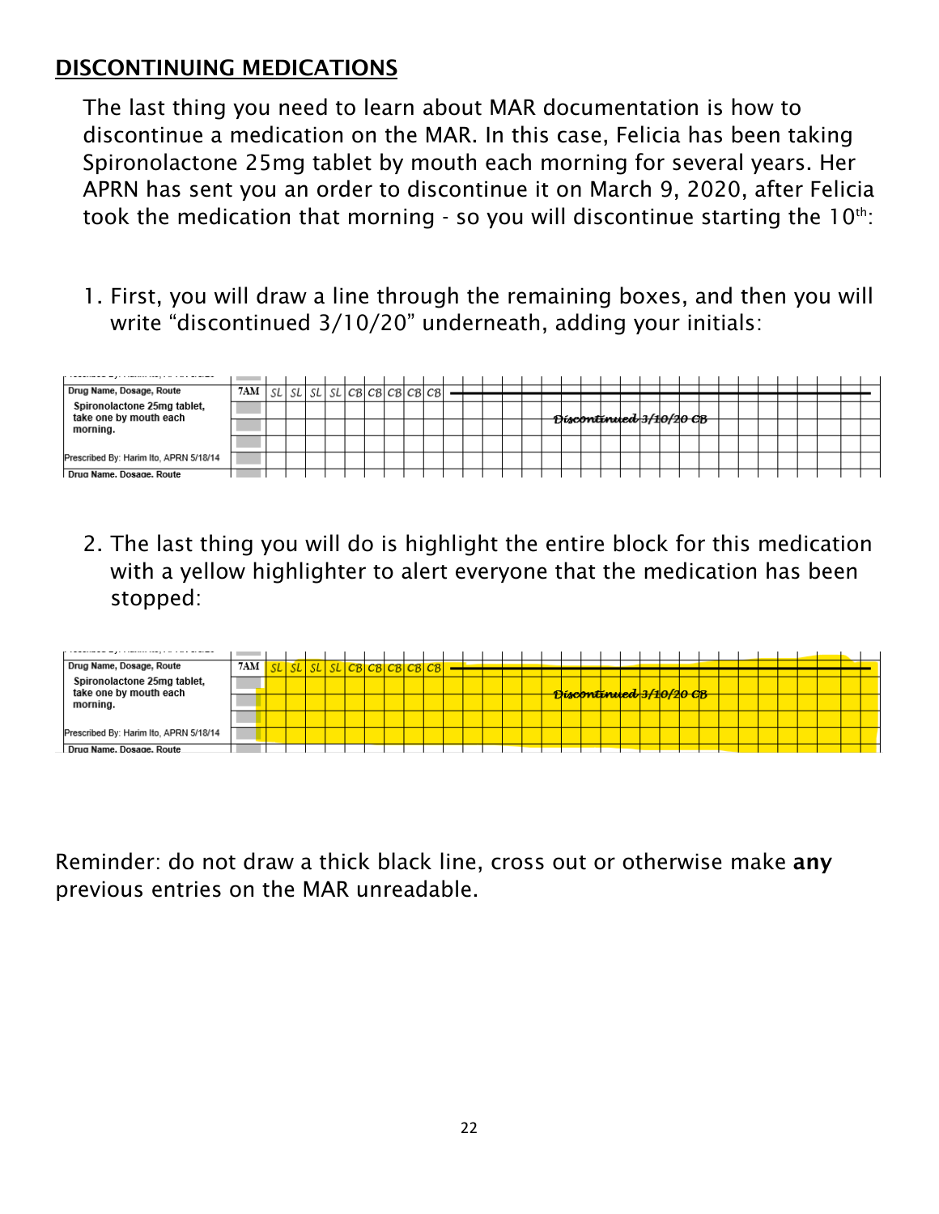## DISCONTINUING MEDICATIONS

The last thing you need to learn about MAR documentation is how to discontinue a medication on the MAR. In this case, Felicia has been taking Spironolactone 25mg tablet by mouth each morning for several years. Her APRN has sent you an order to discontinue it on March 9, 2020, after Felicia took the medication that morning - so you will discontinue starting the 10th:

1. First, you will draw a line through the remaining boxes, and then you will write "discontinued 3/10/20" underneath, adding your initials:

| Drug Name, Dosage, Route | 7AM | SL | SL | SL | SL | CB | CB | CB | CB | CB | |
|---|---|---|---|---|---|---|---|---|---|---|---|
| Spironolactone 25mg tablet, take one by mouth each morning. | | | | | | | | | | | Discontinued 3/10/20 CB |
| Prescribed By: Harim Ito, APRN 5/18/14 | | | | | | | | | | | |

2. The last thing you will do is highlight the entire block for this medication with a yellow highlighter to alert everyone that the medication has been stopped:

| Drug Name, Dosage, Route | 7AM | SL | SL | SL | SL | CB | CB | CB | CB | CB | |
|---|---|---|---|---|---|---|---|---|---|---|---|
| Spironolactone 25mg tablet, take one by mouth each morning. | | | | | | | | | | | Discontinued 3/10/20 CB |
| Prescribed By: Harim Ito, APRN 5/18/14 | | | | | | | | | | | |

Reminder: do not draw a thick black line, cross out or otherwise make **any** previous entries on the MAR unreadable.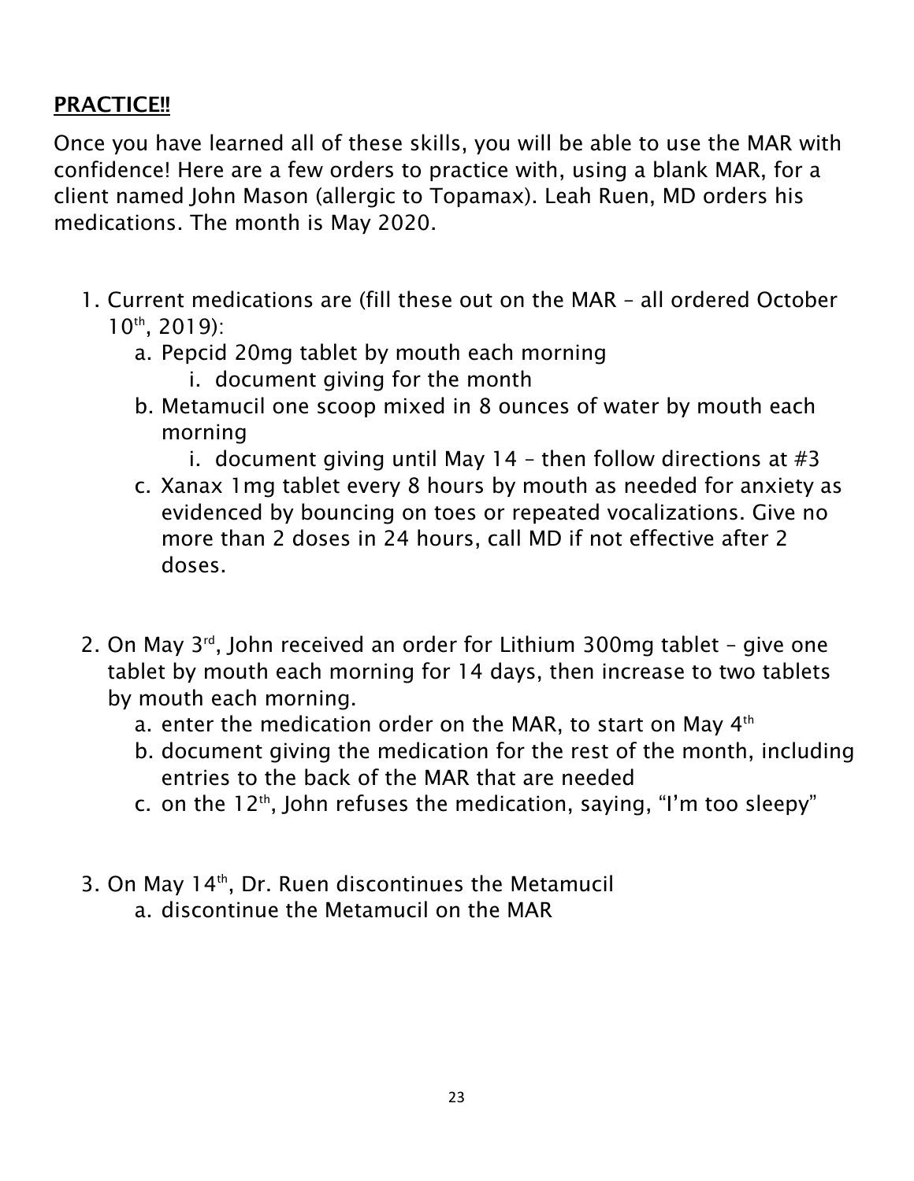**PRACTICE!!**

Once you have learned all of these skills, you will be able to use the MAR with confidence! Here are a few orders to practice with, using a blank MAR, for a client named John Mason (allergic to Topamax). Leah Ruen, MD orders his medications. The month is May 2020.

1. Current medications are (fill these out on the MAR – all ordered October 10th, 2019):
   a. Pepcid 20mg tablet by mouth each morning
      i. document giving for the month
   b. Metamucil one scoop mixed in 8 ounces of water by mouth each morning
      i. document giving until May 14 – then follow directions at #3
   c. Xanax 1mg tablet every 8 hours by mouth as needed for anxiety as evidenced by bouncing on toes or repeated vocalizations. Give no more than 2 doses in 24 hours, call MD if not effective after 2 doses.

2. On May 3rd, John received an order for Lithium 300mg tablet – give one tablet by mouth each morning for 14 days, then increase to two tablets by mouth each morning.
   a. enter the medication order on the MAR, to start on May 4th
   b. document giving the medication for the rest of the month, including entries to the back of the MAR that are needed
   c. on the 12th, John refuses the medication, saying, "I'm too sleepy"

3. On May 14th, Dr. Ruen discontinues the Metamucil
   a. discontinue the Metamucil on the MAR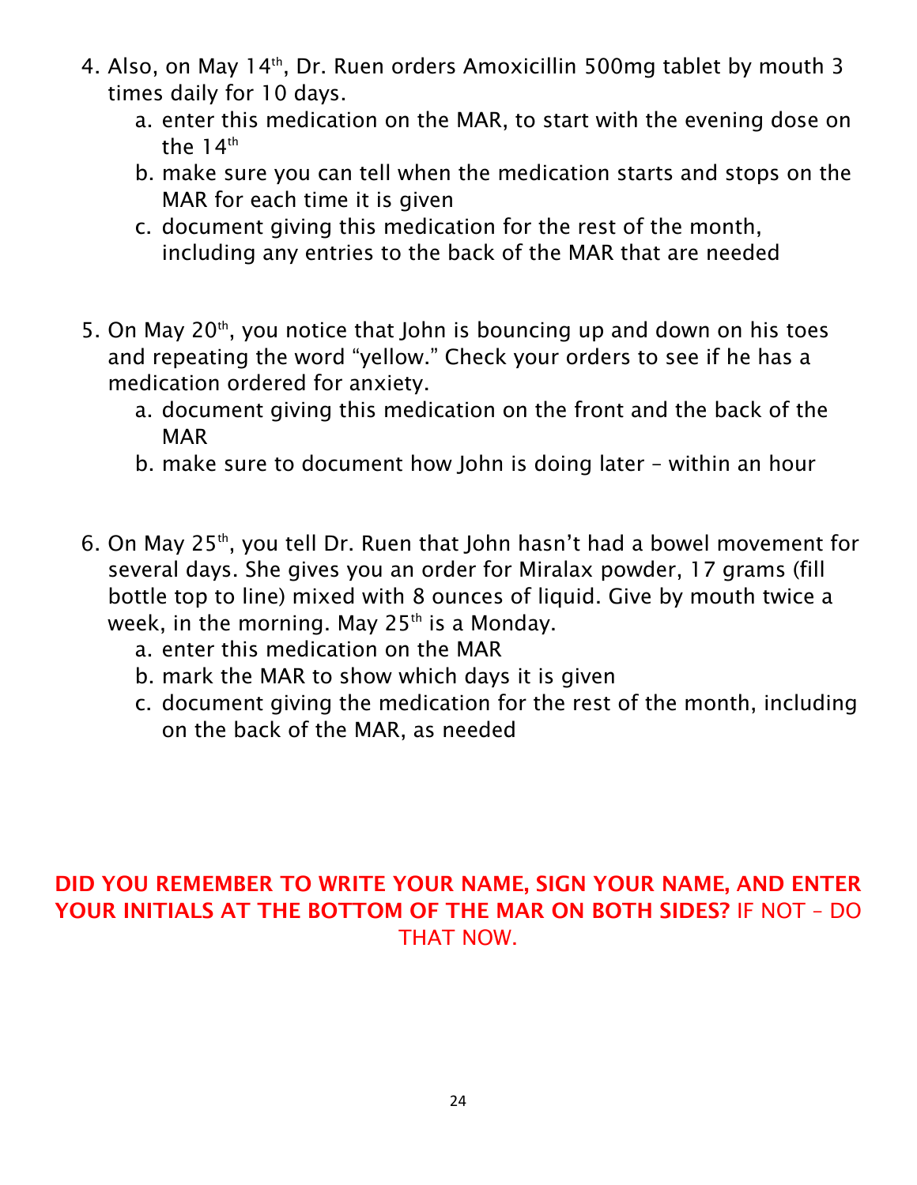4. Also, on May 14th, Dr. Ruen orders Amoxicillin 500mg tablet by mouth 3 times daily for 10 days.
   a. enter this medication on the MAR, to start with the evening dose on the 14th
   b. make sure you can tell when the medication starts and stops on the MAR for each time it is given
   c. document giving this medication for the rest of the month, including any entries to the back of the MAR that are needed

5. On May 20th, you notice that John is bouncing up and down on his toes and repeating the word "yellow." Check your orders to see if he has a medication ordered for anxiety.
   a. document giving this medication on the front and the back of the MAR
   b. make sure to document how John is doing later – within an hour

6. On May 25th, you tell Dr. Ruen that John hasn't had a bowel movement for several days. She gives you an order for Miralax powder, 17 grams (fill bottle top to line) mixed with 8 ounces of liquid. Give by mouth twice a week, in the morning. May 25th is a Monday.
   a. enter this medication on the MAR
   b. mark the MAR to show which days it is given
   c. document giving the medication for the rest of the month, including on the back of the MAR, as needed

**DID YOU REMEMBER TO WRITE YOUR NAME, SIGN YOUR NAME, AND ENTER YOUR INITIALS AT THE BOTTOM OF THE MAR ON BOTH SIDES?** IF NOT – DO THAT NOW.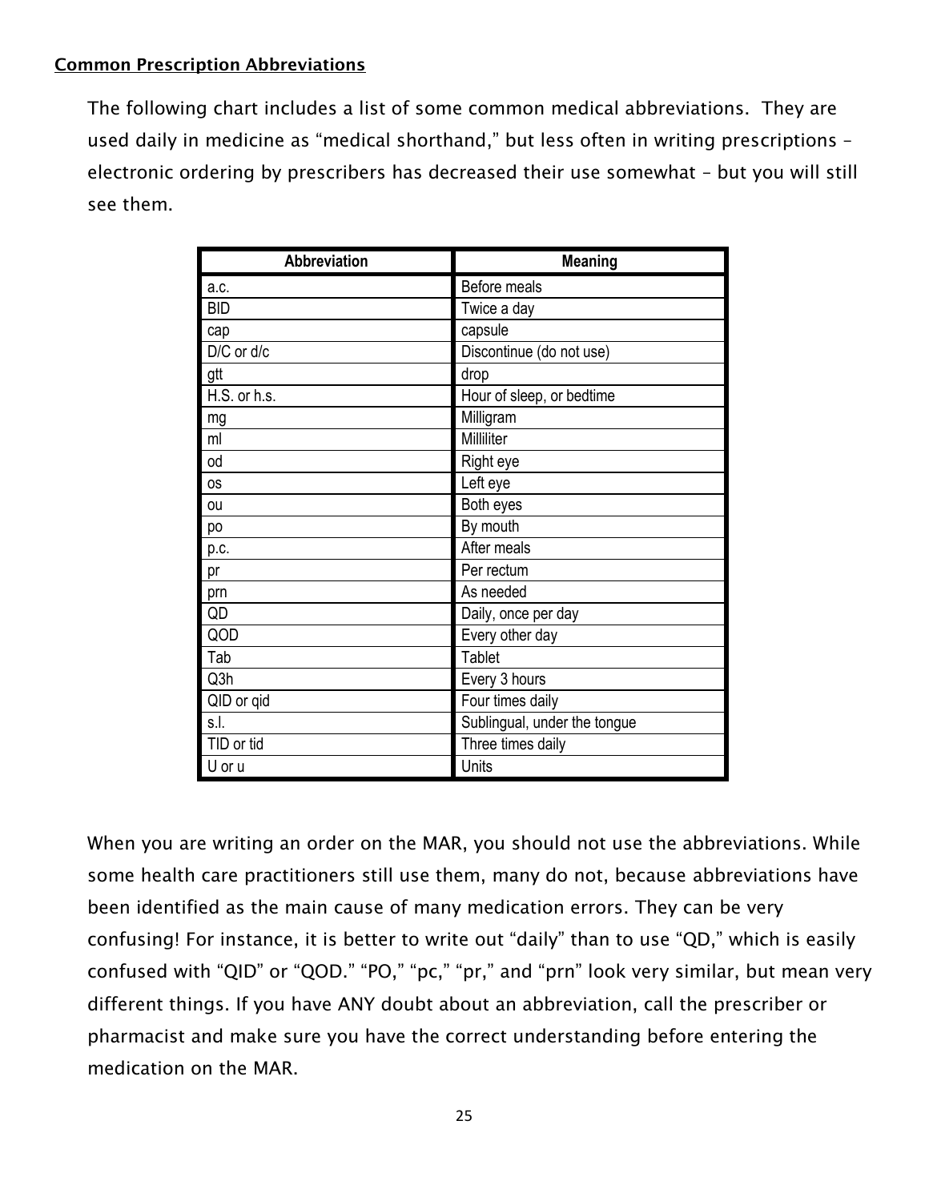**Common Prescription Abbreviations**

The following chart includes a list of some common medical abbreviations. They are used daily in medicine as "medical shorthand," but less often in writing prescriptions – electronic ordering by prescribers has decreased their use somewhat – but you will still see them.

| Abbreviation | Meaning |
|---|---|
| a.c. | Before meals |
| BID | Twice a day |
| cap | capsule |
| D/C or d/c | Discontinue (do not use) |
| gtt | drop |
| H.S. or h.s. | Hour of sleep, or bedtime |
| mg | Milligram |
| ml | Milliliter |
| od | Right eye |
| os | Left eye |
| ou | Both eyes |
| po | By mouth |
| p.c. | After meals |
| pr | Per rectum |
| prn | As needed |
| QD | Daily, once per day |
| QOD | Every other day |
| Tab | Tablet |
| Q3h | Every 3 hours |
| QID or qid | Four times daily |
| s.l. | Sublingual, under the tongue |
| TID or tid | Three times daily |
| U or u | Units |

When you are writing an order on the MAR, you should not use the abbreviations. While some health care practitioners still use them, many do not, because abbreviations have been identified as the main cause of many medication errors. They can be very confusing! For instance, it is better to write out "daily" than to use "QD," which is easily confused with "QID" or "QOD." "PO," "pc," "pr," and "prn" look very similar, but mean very different things. If you have ANY doubt about an abbreviation, call the prescriber or pharmacist and make sure you have the correct understanding before entering the medication on the MAR.